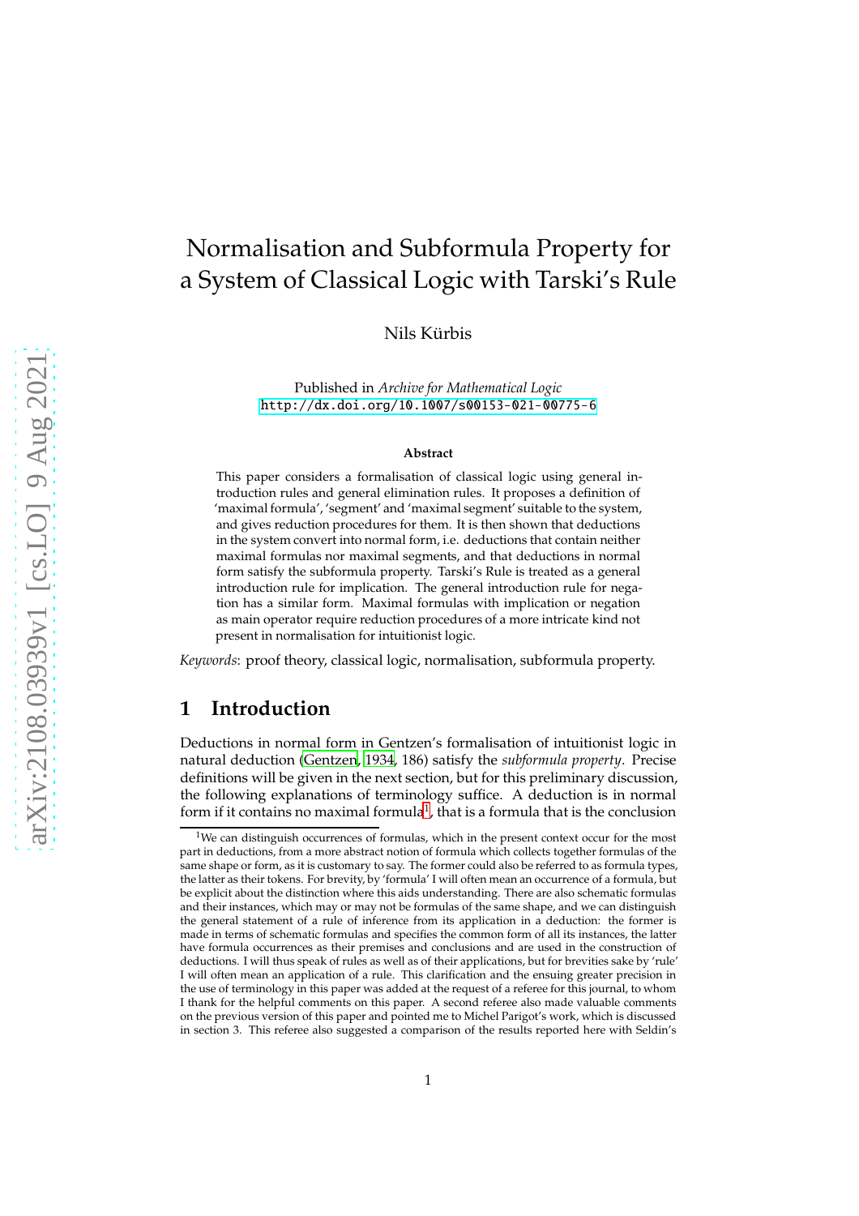# Normalisation and Subformula Property for a System of Classical Logic with Tarski's Rule

Nils Kürbis

Published in *Archive for Mathematical Logic*
http://dx.doi.org/10.1007/s00153-021-00775-6

**Abstract**

This paper considers a formalisation of classical logic using general introduction rules and general elimination rules. It proposes a definition of 'maximal formula', 'segment' and 'maximal segment' suitable to the system, and gives reduction procedures for them. It is then shown that deductions in the system convert into normal form, i.e. deductions that contain neither maximal formulas nor maximal segments, and that deductions in normal form satisfy the subformula property. Tarski's Rule is treated as a general introduction rule for implication. The general introduction rule for negation has a similar form. Maximal formulas with implication or negation as main operator require reduction procedures of a more intricate kind not present in normalisation for intuitionist logic.

*Keywords*: proof theory, classical logic, normalisation, subformula property.

## 1 Introduction

Deductions in normal form in Gentzen's formalisation of intuitionist logic in natural deduction (Gentzen, 1934, 186) satisfy the *subformula property*. Precise definitions will be given in the next section, but for this preliminary discussion, the following explanations of terminology suffice. A deduction is in normal form if it contains no maximal formula[1], that is a formula that is the conclusion

[1] We can distinguish occurrences of formulas, which in the present context occur for the most part in deductions, from a more abstract notion of formula which collects together formulas of the same shape or form, as it is customary to say. The former could also be referred to as formula types, the latter as their tokens. For brevity, by 'formula' I will often mean an occurrence of a formula, but be explicit about the distinction where this aids understanding. There are also schematic formulas and their instances, which may or may not be formulas of the same shape, and we can distinguish the general statement of a rule of inference from its application in a deduction: the former is made in terms of schematic formulas and specifies the common form of all its instances, the latter have formula occurrences as their premises and conclusions and are used in the construction of deductions. I will thus speak of rules as well as of their applications, but for brevities sake by 'rule' I will often mean an application of a rule. This clarification and the ensuing greater precision in the use of terminology in this paper was added at the request of a referee for this journal, to whom I thank for the helpful comments on this paper. A second referee also made valuable comments on the previous version of this paper and pointed me to Michel Parigot's work, which is discussed in section 3. This referee also suggested a comparison of the results reported here with Seldin's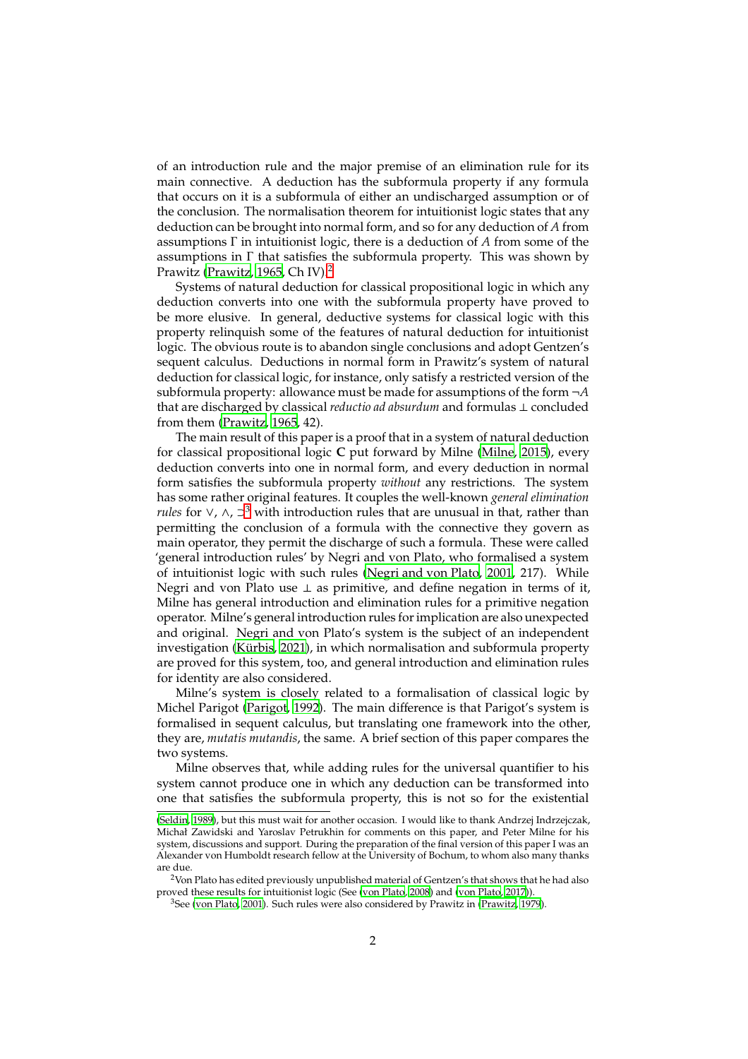of an introduction rule and the major premise of an elimination rule for its main connective. A deduction has the subformula property if any formula that occurs on it is a subformula of either an undischarged assumption or of the conclusion. The normalisation theorem for intuitionist logic states that any deduction can be brought into normal form, and so for any deduction of $A$ from assumptions $\Gamma$ in intuitionist logic, there is a deduction of $A$ from some of the assumptions in $\Gamma$ that satisfies the subformula property. This was shown by Prawitz (Prawitz, 1965, Ch IV).[2]

Systems of natural deduction for classical propositional logic in which any deduction converts into one with the subformula property have proved to be more elusive. In general, deductive systems for classical logic with this property relinquish some of the features of natural deduction for intuitionist logic. The obvious route is to abandon single conclusions and adopt Gentzen's sequent calculus. Deductions in normal form in Prawitz's system of natural deduction for classical logic, for instance, only satisfy a restricted version of the subformula property: allowance must be made for assumptions of the form $\neg A$ that are discharged by classical *reductio ad absurdum* and formulas $\bot$ concluded from them (Prawitz, 1965, 42).

The main result of this paper is a proof that in a system of natural deduction for classical propositional logic **C** put forward by Milne (Milne, 2015), every deduction converts into one in normal form, and every deduction in normal form satisfies the subformula property *without* any restrictions. The system has some rather original features. It couples the well-known *general elimination rules* for $\vee$, $\wedge$, $\supset$[3] with introduction rules that are unusual in that, rather than permitting the conclusion of a formula with the connective they govern as main operator, they permit the discharge of such a formula. These were called 'general introduction rules' by Negri and von Plato, who formalised a system of intuitionist logic with such rules (Negri and von Plato, 2001, 217). While Negri and von Plato use $\bot$ as primitive, and define negation in terms of it, Milne has general introduction and elimination rules for a primitive negation operator. Milne's general introduction rules for implication are also unexpected and original. Negri and von Plato's system is the subject of an independent investigation (Kürbis, 2021), in which normalisation and subformula property are proved for this system, too, and general introduction and elimination rules for identity are also considered.

Milne's system is closely related to a formalisation of classical logic by Michel Parigot (Parigot, 1992). The main difference is that Parigot's system is formalised in sequent calculus, but translating one framework into the other, they are, *mutatis mutandis*, the same. A brief section of this paper compares the two systems.

Milne observes that, while adding rules for the universal quantifier to his system cannot produce one in which any deduction can be transformed into one that satisfies the subformula property, this is not so for the existential

---

(Seldin, 1989), but this must wait for another occasion. I would like to thank Andrzej Indrzejczak, Michał Zawidski and Yaroslav Petrukhin for comments on this paper, and Peter Milne for his system, discussions and support. During the preparation of the final version of this paper I was an Alexander von Humboldt research fellow at the University of Bochum, to whom also many thanks are due.

[2] Von Plato has edited previously unpublished material of Gentzen's that shows that he had also proved these results for intuitionist logic (See (von Plato, 2008) and (von Plato, 2017)).

[3] See (von Plato, 2001). Such rules were also considered by Prawitz in (Prawitz, 1979).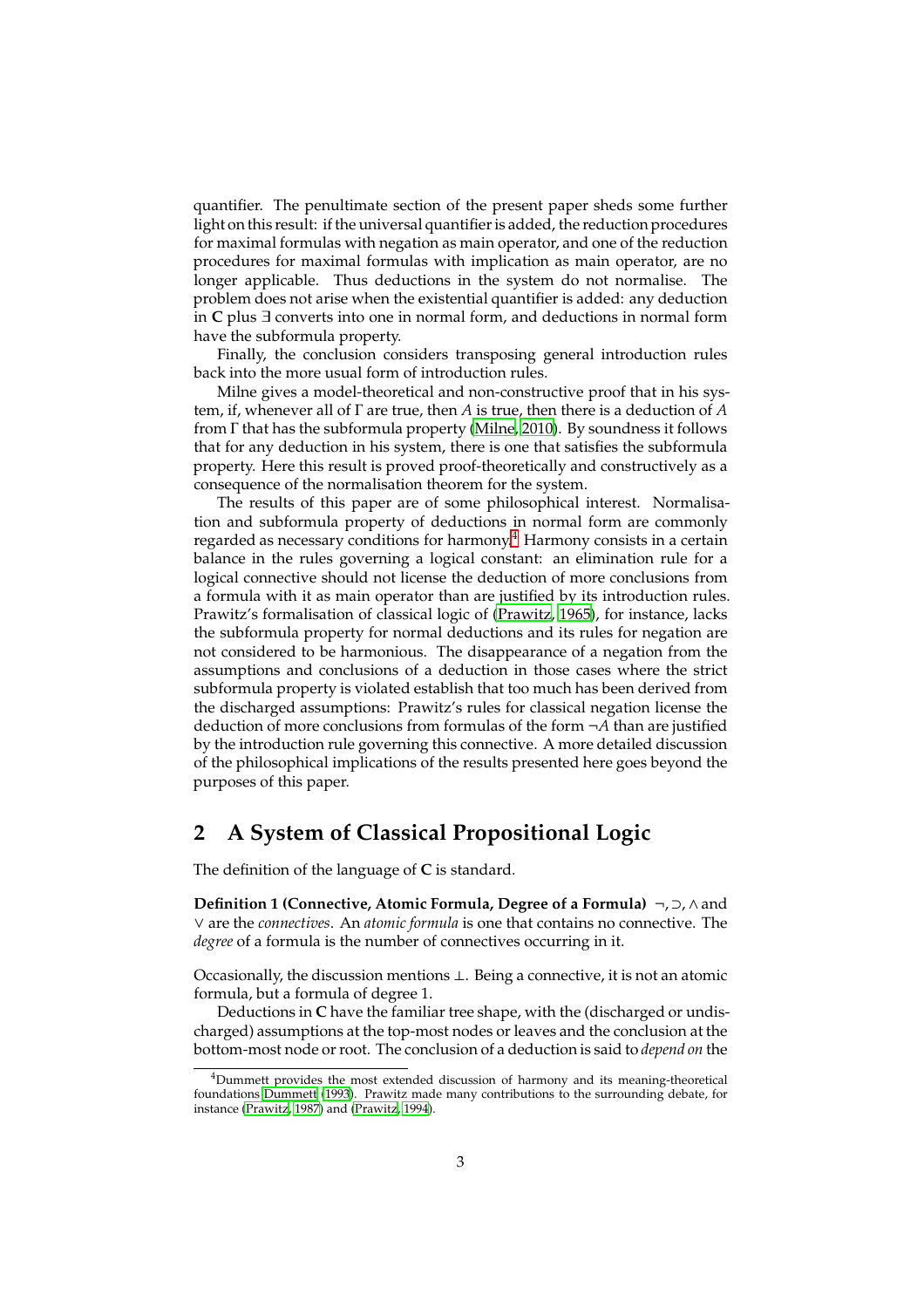quantifier. The penultimate section of the present paper sheds some further light on this result: if the universal quantifier is added, the reduction procedures for maximal formulas with negation as main operator, and one of the reduction procedures for maximal formulas with implication as main operator, are no longer applicable. Thus deductions in the system do not normalise. The problem does not arise when the existential quantifier is added: any deduction in **C** plus $\exists$ converts into one in normal form, and deductions in normal form have the subformula property.

Finally, the conclusion considers transposing general introduction rules back into the more usual form of introduction rules.

Milne gives a model-theoretical and non-constructive proof that in his system, if, whenever all of $\Gamma$ are true, then $A$ is true, then there is a deduction of $A$ from $\Gamma$ that has the subformula property (Milne, 2010). By soundness it follows that for any deduction in his system, there is one that satisfies the subformula property. Here this result is proved proof-theoretically and constructively as a consequence of the normalisation theorem for the system.

The results of this paper are of some philosophical interest. Normalisation and subformula property of deductions in normal form are commonly regarded as necessary conditions for harmony.[4] Harmony consists in a certain balance in the rules governing a logical constant: an elimination rule for a logical connective should not license the deduction of more conclusions from a formula with it as main operator than are justified by its introduction rules. Prawitz's formalisation of classical logic of (Prawitz, 1965), for instance, lacks the subformula property for normal deductions and its rules for negation are not considered to be harmonious. The disappearance of a negation from the assumptions and conclusions of a deduction in those cases where the strict subformula property is violated establish that too much has been derived from the discharged assumptions: Prawitz's rules for classical negation license the deduction of more conclusions from formulas of the form $\neg A$ than are justified by the introduction rule governing this connective. A more detailed discussion of the philosophical implications of the results presented here goes beyond the purposes of this paper.

## 2 A System of Classical Propositional Logic

The definition of the language of **C** is standard.

**Definition 1 (Connective, Atomic Formula, Degree of a Formula)** $\neg, \supset, \wedge$ and $\vee$ are the *connectives*. An *atomic formula* is one that contains no connective. The *degree* of a formula is the number of connectives occurring in it.

Occasionally, the discussion mentions $\bot$. Being a connective, it is not an atomic formula, but a formula of degree 1.

Deductions in **C** have the familiar tree shape, with the (discharged or undischarged) assumptions at the top-most nodes or leaves and the conclusion at the bottom-most node or root. The conclusion of a deduction is said to *depend on* the

[4] Dummett provides the most extended discussion of harmony and its meaning-theoretical foundations Dummett (1993). Prawitz made many contributions to the surrounding debate, for instance (Prawitz, 1987) and (Prawitz, 1994).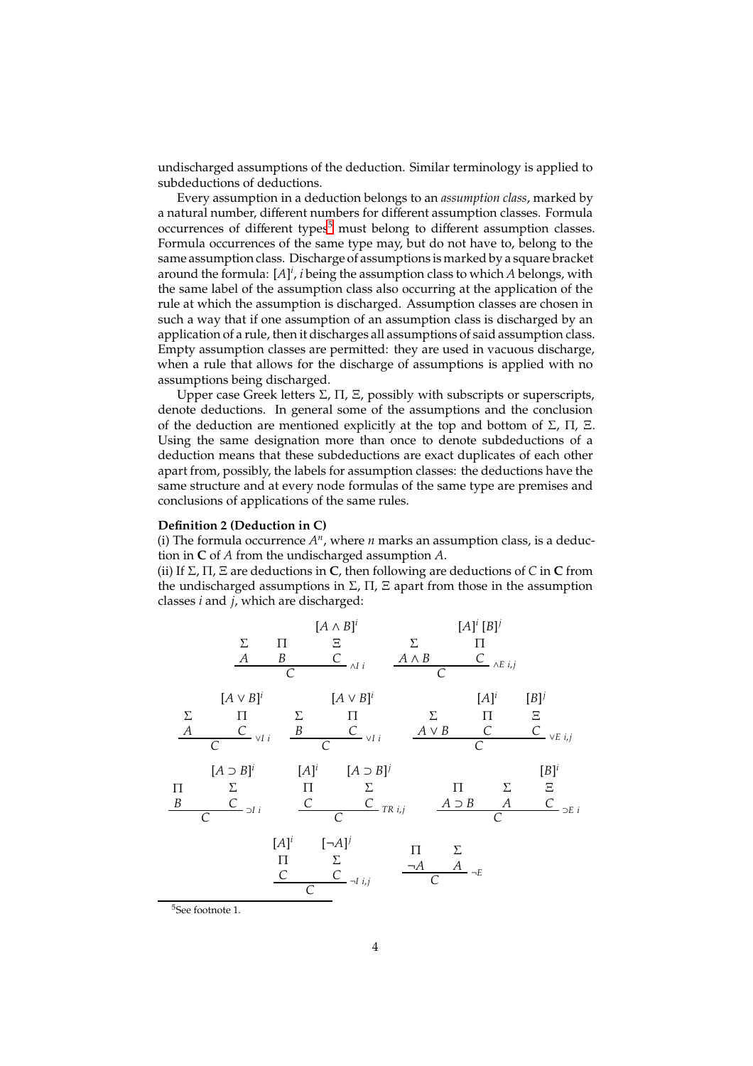undischarged assumptions of the deduction. Similar terminology is applied to subdeductions of deductions.

Every assumption in a deduction belongs to an *assumption class*, marked by a natural number, different numbers for different assumption classes. Formula occurrences of different types[5] must belong to different assumption classes. Formula occurrences of the same type may, but do not have to, belong to the same assumption class. Discharge of assumptions is marked by a square bracket around the formula: $[A]^i$, $i$ being the assumption class to which $A$ belongs, with the same label of the assumption class also occurring at the application of the rule at which the assumption is discharged. Assumption classes are chosen in such a way that if one assumption of an assumption class is discharged by an application of a rule, then it discharges all assumptions of said assumption class. Empty assumption classes are permitted: they are used in vacuous discharge, when a rule that allows for the discharge of assumptions is applied with no assumptions being discharged.

Upper case Greek letters $\Sigma$, $\Pi$, $\Xi$, possibly with subscripts or superscripts, denote deductions. In general some of the assumptions and the conclusion of the deduction are mentioned explicitly at the top and bottom of $\Sigma$, $\Pi$, $\Xi$. Using the same designation more than once to denote subdeductions of a deduction means that these subdeductions are exact duplicates of each other apart from, possibly, the labels for assumption classes: the deductions have the same structure and at every node formulas of the same type are premises and conclusions of applications of the same rules.

**Definition 2 (Deduction in C)**

(i) The formula occurrence $A^n$, where $n$ marks an assumption class, is a deduction in **C** of $A$ from the undischarged assumption $A$.

(ii) If $\Sigma$, $\Pi$, $\Xi$ are deductions in **C**, then following are deductions of $C$ in **C** from the undischarged assumptions in $\Sigma$, $\Pi$, $\Xi$ apart from those in the assumption classes $i$ and $j$, which are discharged:

$$
\dfrac{\begin{matrix}\Sigma\\ A\end{matrix}\qquad\begin{matrix}\Pi\\ B\end{matrix}\qquad\begin{matrix}[A\wedge B]^i\\ \Xi\\ C\end{matrix}}{C}\,{\scriptstyle\wedge I\ i}
\qquad\qquad
\dfrac{\begin{matrix}\Sigma\\ A\wedge B\end{matrix}\qquad\begin{matrix}[A]^i\,[B]^j\\ \Pi\\ C\end{matrix}}{C}\,{\scriptstyle\wedge E\ i,j}
$$

$$
\dfrac{\begin{matrix}\Sigma\\ A\end{matrix}\qquad\begin{matrix}[A\vee B]^i\\ \Pi\\ C\end{matrix}}{C}\,{\scriptstyle\vee I\ i}
\qquad
\dfrac{\begin{matrix}\Sigma\\ B\end{matrix}\qquad\begin{matrix}[A\vee B]^i\\ \Pi\\ C\end{matrix}}{C}\,{\scriptstyle\vee I\ i}
\qquad
\dfrac{\begin{matrix}\Sigma\\ A\vee B\end{matrix}\qquad\begin{matrix}[A]^i\\ \Pi\\ C\end{matrix}\qquad\begin{matrix}[B]^j\\ \Xi\\ C\end{matrix}}{C}\,{\scriptstyle\vee E\ i,j}
$$

$$
\dfrac{\begin{matrix}\Pi\\ B\end{matrix}\qquad\begin{matrix}[A\supset B]^i\\ \Sigma\\ C\end{matrix}}{C}\,{\scriptstyle\supset I\ i}
\qquad
\dfrac{\begin{matrix}[A]^i\\ \Pi\\ C\end{matrix}\qquad\begin{matrix}[A\supset B]^j\\ \Sigma\\ C\end{matrix}}{C}\,{\scriptstyle TR\ i,j}
\qquad
\dfrac{\begin{matrix}\Pi\\ A\supset B\end{matrix}\qquad\begin{matrix}\Sigma\\ A\end{matrix}\qquad\begin{matrix}[B]^i\\ \Xi\\ C\end{matrix}}{C}\,{\scriptstyle\supset E\ i}
$$

$$
\dfrac{\begin{matrix}[A]^i\\ \Pi\\ C\end{matrix}\qquad\begin{matrix}[\neg A]^j\\ \Sigma\\ C\end{matrix}}{C}\,{\scriptstyle\neg I\ i,j}
\qquad\qquad
\dfrac{\begin{matrix}\Pi\\ \neg A\end{matrix}\qquad\begin{matrix}\Sigma\\ A\end{matrix}}{C}\,{\scriptstyle\neg E}
$$

[5] See footnote 1.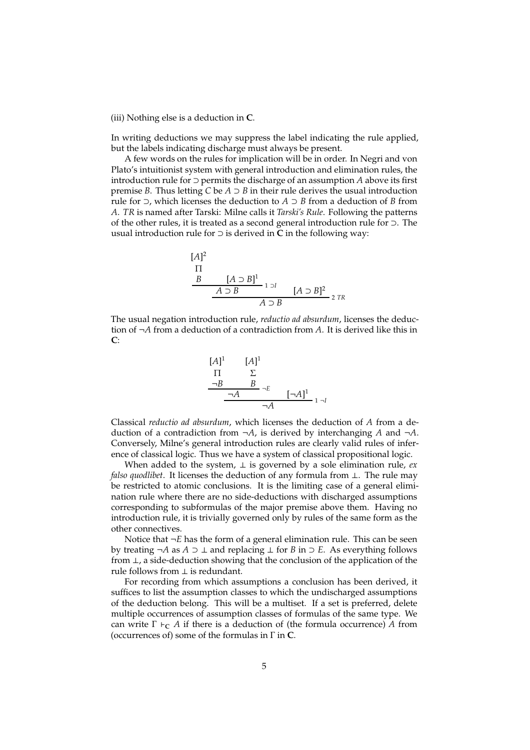(iii) Nothing else is a deduction in **C**.

In writing deductions we may suppress the label indicating the rule applied, but the labels indicating discharge must always be present.

A few words on the rules for implication will be in order. In Negri and von Plato's intuitionist system with general introduction and elimination rules, the introduction rule for $\supset$ permits the discharge of an assumption $A$ above its first premise $B$. Thus letting $C$ be $A \supset B$ in their rule derives the usual introduction rule for $\supset$, which licenses the deduction to $A \supset B$ from a deduction of $B$ from $A$. *TR* is named after Tarski: Milne calls it *Tarski's Rule*. Following the patterns of the other rules, it is treated as a second general introduction rule for $\supset$. The usual introduction rule for $\supset$ is derived in **C** in the following way:

$$
\dfrac{\dfrac{\begin{matrix}[A]^2 \\ \Pi \\ B\end{matrix} \qquad [A \supset B]^1}{A \supset B}\,{\scriptstyle 1\ \supset I} \qquad [A \supset B]^2}{A \supset B}\,{\scriptstyle 2\ TR}
$$

The usual negation introduction rule, *reductio ad absurdum*, licenses the deduction of $\neg A$ from a deduction of a contradiction from $A$. It is derived like this in **C**:

$$
\dfrac{\dfrac{\begin{matrix}[A]^1 \\ \Pi \\ \neg B\end{matrix} \qquad \begin{matrix}[A]^1 \\ \Sigma \\ B\end{matrix}}{\neg A}\,{\scriptstyle \neg E} \qquad [\neg A]^1}{\neg A}\,{\scriptstyle 1\ \neg I}
$$

Classical *reductio ad absurdum*, which licenses the deduction of $A$ from a deduction of a contradiction from $\neg A$, is derived by interchanging $A$ and $\neg A$. Conversely, Milne's general introduction rules are clearly valid rules of inference of classical logic. Thus we have a system of classical propositional logic.

When added to the system, $\bot$ is governed by a sole elimination rule, *ex falso quodlibet*. It licenses the deduction of any formula from $\bot$. The rule may be restricted to atomic conclusions. It is the limiting case of a general elimination rule where there are no side-deductions with discharged assumptions corresponding to subformulas of the major premise above them. Having no introduction rule, it is trivially governed only by rules of the same form as the other connectives.

Notice that $\neg E$ has the form of a general elimination rule. This can be seen by treating $\neg A$ as $A \supset \bot$ and replacing $\bot$ for $B$ in $\supset E$. As everything follows from $\bot$, a side-deduction showing that the conclusion of the application of the rule follows from $\bot$ is redundant.

For recording from which assumptions a conclusion has been derived, it suffices to list the assumption classes to which the undischarged assumptions of the deduction belong. This will be a multiset. If a set is preferred, delete multiple occurrences of assumption classes of formulas of the same type. We can write $\Gamma \vdash_{\mathbf{C}} A$ if there is a deduction of (the formula occurrence) $A$ from (occurrences of) some of the formulas in $\Gamma$ in **C**.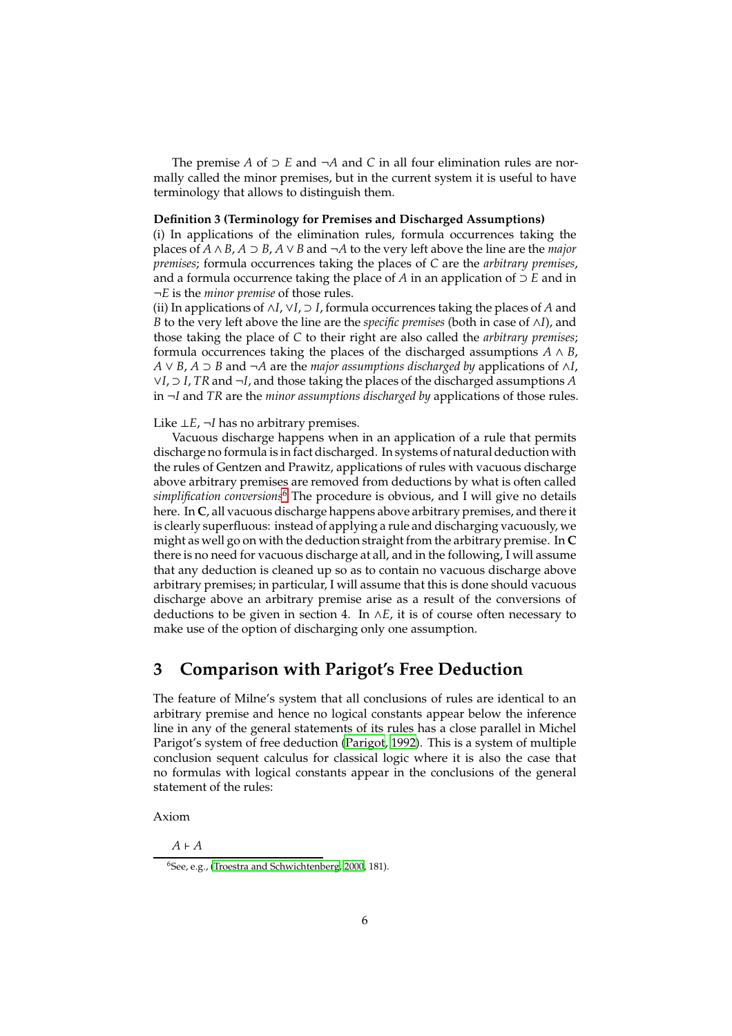The premise $A$ of $\supset E$ and $\neg A$ and $C$ in all four elimination rules are normally called the minor premises, but in the current system it is useful to have terminology that allows to distinguish them.

**Definition 3 (Terminology for Premises and Discharged Assumptions)**
(i) In applications of the elimination rules, formula occurrences taking the places of $A \wedge B$, $A \supset B$, $A \vee B$ and $\neg A$ to the very left above the line are the *major premises*; formula occurrences taking the places of $C$ are the *arbitrary premises*, and a formula occurrence taking the place of $A$ in an application of $\supset E$ and in $\neg E$ is the *minor premise* of those rules.
(ii) In applications of $\wedge I$, $\vee I$, $\supset I$, formula occurrences taking the places of $A$ and $B$ to the very left above the line are the *specific premises* (both in case of $\wedge I$), and those taking the place of $C$ to their right are also called the *arbitrary premises*; formula occurrences taking the places of the discharged assumptions $A \wedge B$, $A \vee B$, $A \supset B$ and $\neg A$ are the *major assumptions discharged by* applications of $\wedge I$, $\vee I$, $\supset I$, $TR$ and $\neg I$, and those taking the places of the discharged assumptions $A$ in $\neg I$ and $TR$ are the *minor assumptions discharged by* applications of those rules.

Like $\bot E$, $\neg I$ has no arbitrary premises.

Vacuous discharge happens when in an application of a rule that permits discharge no formula is in fact discharged. In systems of natural deduction with the rules of Gentzen and Prawitz, applications of rules with vacuous discharge above arbitrary premises are removed from deductions by what is often called *simplification conversions*[6] The procedure is obvious, and I will give no details here. In **C**, all vacuous discharge happens above arbitrary premises, and there it is clearly superfluous: instead of applying a rule and discharging vacuously, we might as well go on with the deduction straight from the arbitrary premise. In **C** there is no need for vacuous discharge at all, and in the following, I will assume that any deduction is cleaned up so as to contain no vacuous discharge above arbitrary premises; in particular, I will assume that this is done should vacuous discharge above an arbitrary premise arise as a result of the conversions of deductions to be given in section 4. In $\wedge E$, it is of course often necessary to make use of the option of discharging only one assumption.

## 3 Comparison with Parigot's Free Deduction

The feature of Milne's system that all conclusions of rules are identical to an arbitrary premise and hence no logical constants appear below the inference line in any of the general statements of its rules has a close parallel in Michel Parigot's system of free deduction (Parigot, 1992). This is a system of multiple conclusion sequent calculus for classical logic where it is also the case that no formulas with logical constants appear in the conclusions of the general statement of the rules:

Axiom

$A \vdash A$

[6] See, e.g., (Troestra and Schwichtenberg, 2000, 181).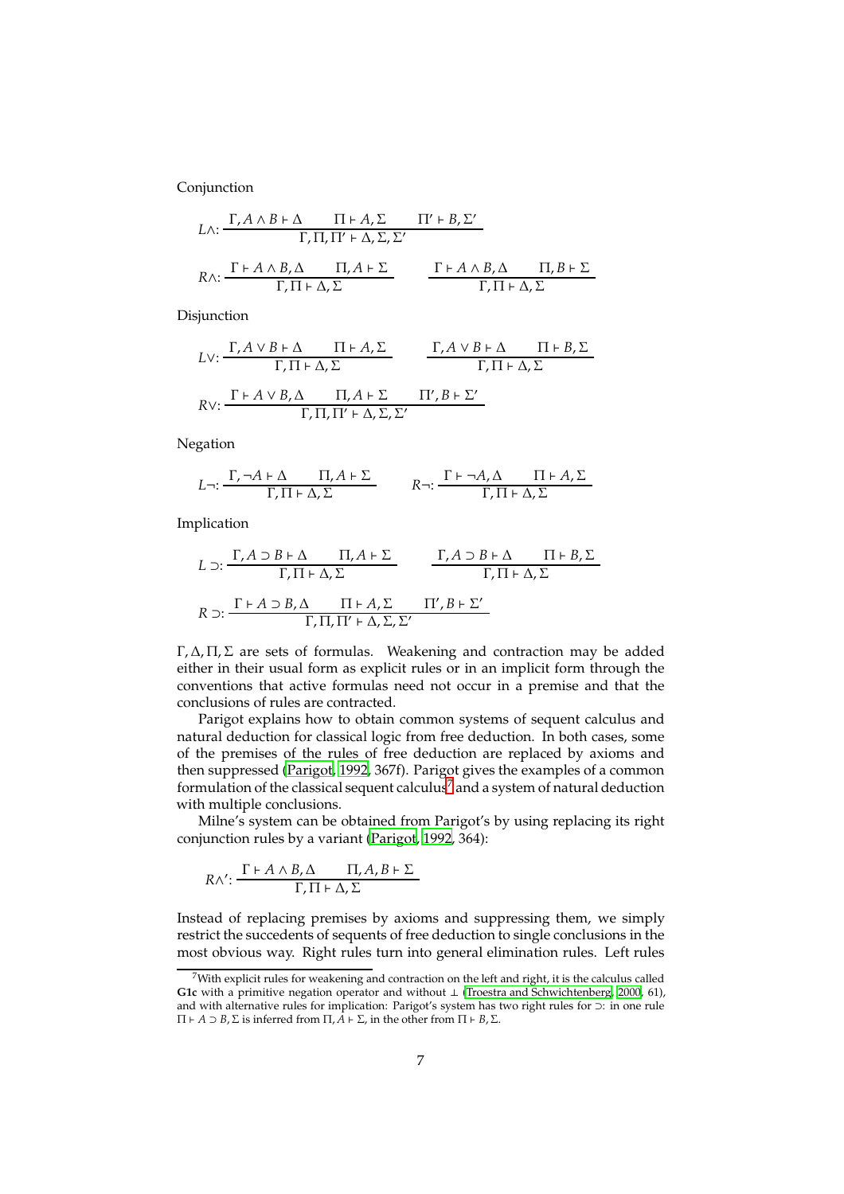Conjunction

$$L\wedge: \frac{\Gamma, A \wedge B \vdash \Delta \qquad \Pi \vdash A, \Sigma \qquad \Pi' \vdash B, \Sigma'}{\Gamma, \Pi, \Pi' \vdash \Delta, \Sigma, \Sigma'}$$

$$R\wedge: \frac{\Gamma \vdash A \wedge B, \Delta \qquad \Pi, A \vdash \Sigma}{\Gamma, \Pi \vdash \Delta, \Sigma} \qquad \frac{\Gamma \vdash A \wedge B, \Delta \qquad \Pi, B \vdash \Sigma}{\Gamma, \Pi \vdash \Delta, \Sigma}$$

Disjunction

$$L\vee: \frac{\Gamma, A \vee B \vdash \Delta \qquad \Pi \vdash A, \Sigma}{\Gamma, \Pi \vdash \Delta, \Sigma} \qquad \frac{\Gamma, A \vee B \vdash \Delta \qquad \Pi \vdash B, \Sigma}{\Gamma, \Pi \vdash \Delta, \Sigma}$$

$$R\vee: \frac{\Gamma \vdash A \vee B, \Delta \qquad \Pi, A \vdash \Sigma \qquad \Pi', B \vdash \Sigma'}{\Gamma, \Pi, \Pi' \vdash \Delta, \Sigma, \Sigma'}$$

Negation

$$L\neg: \frac{\Gamma, \neg A \vdash \Delta \qquad \Pi, A \vdash \Sigma}{\Gamma, \Pi \vdash \Delta, \Sigma} \qquad R\neg: \frac{\Gamma \vdash \neg A, \Delta \qquad \Pi \vdash A, \Sigma}{\Gamma, \Pi \vdash \Delta, \Sigma}$$

Implication

$$L\supset: \frac{\Gamma, A \supset B \vdash \Delta \qquad \Pi, A \vdash \Sigma}{\Gamma, \Pi \vdash \Delta, \Sigma} \qquad \frac{\Gamma, A \supset B \vdash \Delta \qquad \Pi \vdash B, \Sigma}{\Gamma, \Pi \vdash \Delta, \Sigma}$$

$$R\supset: \frac{\Gamma \vdash A \supset B, \Delta \qquad \Pi \vdash A, \Sigma \qquad \Pi', B \vdash \Sigma'}{\Gamma, \Pi, \Pi' \vdash \Delta, \Sigma, \Sigma'}$$

$\Gamma, \Delta, \Pi, \Sigma$ are sets of formulas. Weakening and contraction may be added either in their usual form as explicit rules or in an implicit form through the conventions that active formulas need not occur in a premise and that the conclusions of rules are contracted.

Parigot explains how to obtain common systems of sequent calculus and natural deduction for classical logic from free deduction. In both cases, some of the premises of the rules of free deduction are replaced by axioms and then suppressed (Parigot, 1992, 367f). Parigot gives the examples of a common formulation of the classical sequent calculus[7] and a system of natural deduction with multiple conclusions.

Milne's system can be obtained from Parigot's by using replacing its right conjunction rules by a variant (Parigot, 1992, 364):

$$R\wedge': \frac{\Gamma \vdash A \wedge B, \Delta \qquad \Pi, A, B \vdash \Sigma}{\Gamma, \Pi \vdash \Delta, \Sigma}$$

Instead of replacing premises by axioms and suppressing them, we simply restrict the succedents of sequents of free deduction to single conclusions in the most obvious way. Right rules turn into general elimination rules. Left rules

[7] With explicit rules for weakening and contraction on the left and right, it is the calculus called **G1c** with a primitive negation operator and without $\bot$ (Troestra and Schwichtenberg, 2000, 61), and with alternative rules for implication: Parigot's system has two right rules for $\supset$: in one rule $\Pi \vdash A \supset B, \Sigma$ is inferred from $\Pi, A \vdash \Sigma$, in the other from $\Pi \vdash B, \Sigma$.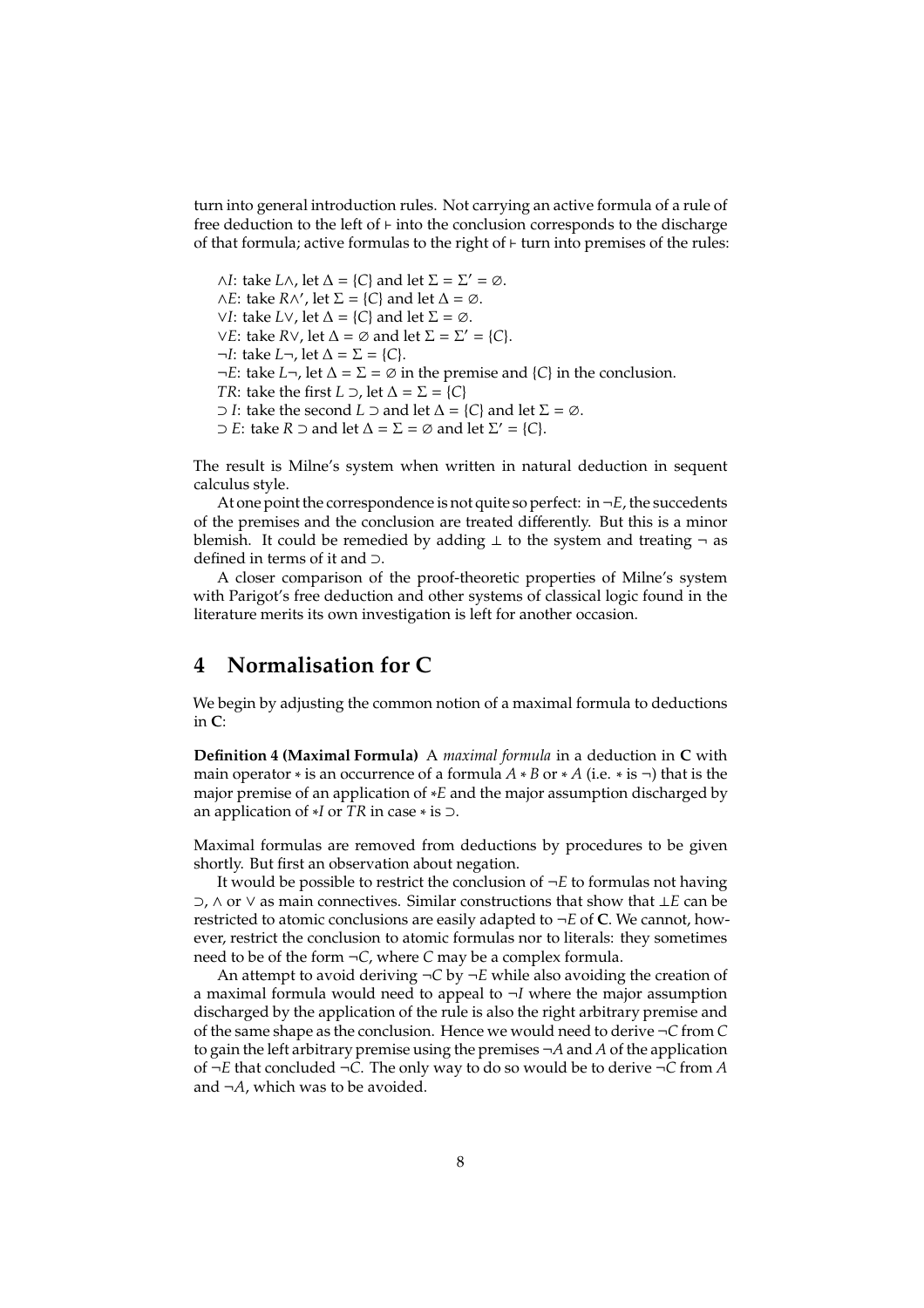turn into general introduction rules. Not carrying an active formula of a rule of free deduction to the left of $\vdash$ into the conclusion corresponds to the discharge of that formula; active formulas to the right of $\vdash$ turn into premises of the rules:

$\wedge I$: take $L\wedge$, let $\Delta = \{C\}$ and let $\Sigma = \Sigma' = \varnothing$.
$\wedge E$: take $R\wedge'$, let $\Sigma = \{C\}$ and let $\Delta = \varnothing$.
$\vee I$: take $L\vee$, let $\Delta = \{C\}$ and let $\Sigma = \varnothing$.
$\vee E$: take $R\vee$, let $\Delta = \varnothing$ and let $\Sigma = \Sigma' = \{C\}$.
$\neg I$: take $L\neg$, let $\Delta = \Sigma = \{C\}$.
$\neg E$: take $L\neg$, let $\Delta = \Sigma = \varnothing$ in the premise and $\{C\}$ in the conclusion.
$TR$: take the first $L\supset$, let $\Delta = \Sigma = \{C\}$
$\supset I$: take the second $L\supset$ and let $\Delta = \{C\}$ and let $\Sigma = \varnothing$.
$\supset E$: take $R\supset$ and let $\Delta = \Sigma = \varnothing$ and let $\Sigma' = \{C\}$.

The result is Milne's system when written in natural deduction in sequent calculus style.

At one point the correspondence is not quite so perfect: in $\neg E$, the succedents of the premises and the conclusion are treated differently. But this is a minor blemish. It could be remedied by adding $\bot$ to the system and treating $\neg$ as defined in terms of it and $\supset$.

A closer comparison of the proof-theoretic properties of Milne's system with Parigot's free deduction and other systems of classical logic found in the literature merits its own investigation is left for another occasion.

## 4 Normalisation for C

We begin by adjusting the common notion of a maximal formula to deductions in **C**:

**Definition 4 (Maximal Formula)** A *maximal formula* in a deduction in **C** with main operator $*$ is an occurrence of a formula $A * B$ or $* A$ (i.e. $*$ is $\neg$) that is the major premise of an application of $*E$ and the major assumption discharged by an application of $*I$ or $TR$ in case $*$ is $\supset$.

Maximal formulas are removed from deductions by procedures to be given shortly. But first an observation about negation.

It would be possible to restrict the conclusion of $\neg E$ to formulas not having $\supset$, $\wedge$ or $\vee$ as main connectives. Similar constructions that show that $\bot E$ can be restricted to atomic conclusions are easily adapted to $\neg E$ of **C**. We cannot, however, restrict the conclusion to atomic formulas nor to literals: they sometimes need to be of the form $\neg C$, where $C$ may be a complex formula.

An attempt to avoid deriving $\neg C$ by $\neg E$ while also avoiding the creation of a maximal formula would need to appeal to $\neg I$ where the major assumption discharged by the application of the rule is also the right arbitrary premise and of the same shape as the conclusion. Hence we would need to derive $\neg C$ from $C$ to gain the left arbitrary premise using the premises $\neg A$ and $A$ of the application of $\neg E$ that concluded $\neg C$. The only way to do so would be to derive $\neg C$ from $A$ and $\neg A$, which was to be avoided.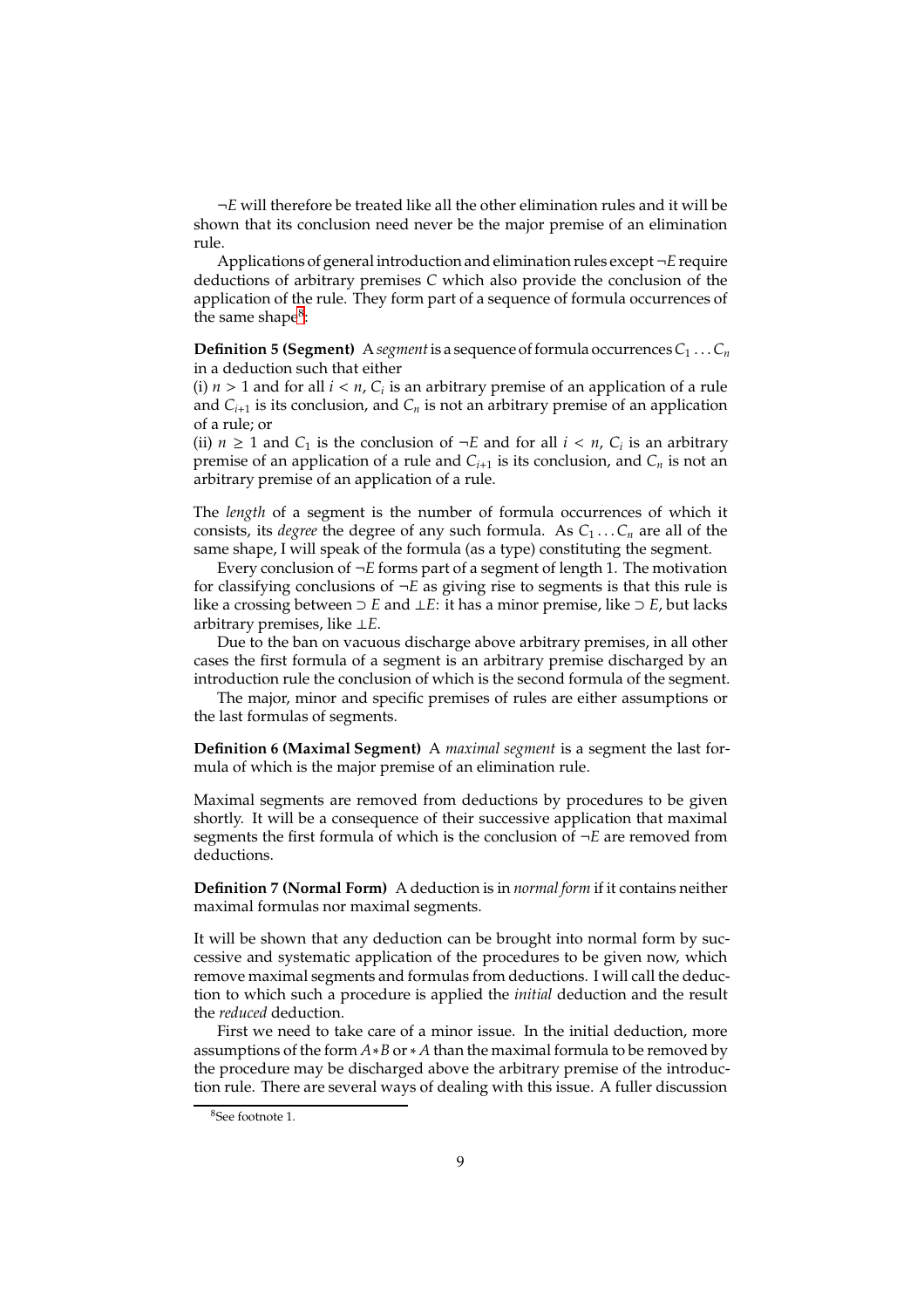$\neg E$ will therefore be treated like all the other elimination rules and it will be shown that its conclusion need never be the major premise of an elimination rule.

Applications of general introduction and elimination rules except $\neg E$ require deductions of arbitrary premises $C$ which also provide the conclusion of the application of the rule. They form part of a sequence of formula occurrences of the same shape[8]:

**Definition 5 (Segment)** A *segment* is a sequence of formula occurrences $C_1 \ldots C_n$ in a deduction such that either
(i) $n > 1$ and for all $i < n$, $C_i$ is an arbitrary premise of an application of a rule and $C_{i+1}$ is its conclusion, and $C_n$ is not an arbitrary premise of an application of a rule; or
(ii) $n \geq 1$ and $C_1$ is the conclusion of $\neg E$ and for all $i < n$, $C_i$ is an arbitrary premise of an application of a rule and $C_{i+1}$ is its conclusion, and $C_n$ is not an arbitrary premise of an application of a rule.

The *length* of a segment is the number of formula occurrences of which it consists, its *degree* the degree of any such formula. As $C_1 \ldots C_n$ are all of the same shape, I will speak of the formula (as a type) constituting the segment.

Every conclusion of $\neg E$ forms part of a segment of length 1. The motivation for classifying conclusions of $\neg E$ as giving rise to segments is that this rule is like a crossing between $\supset E$ and $\bot E$: it has a minor premise, like $\supset E$, but lacks arbitrary premises, like $\bot E$.

Due to the ban on vacuous discharge above arbitrary premises, in all other cases the first formula of a segment is an arbitrary premise discharged by an introduction rule the conclusion of which is the second formula of the segment.

The major, minor and specific premises of rules are either assumptions or the last formulas of segments.

**Definition 6 (Maximal Segment)** A *maximal segment* is a segment the last formula of which is the major premise of an elimination rule.

Maximal segments are removed from deductions by procedures to be given shortly. It will be a consequence of their successive application that maximal segments the first formula of which is the conclusion of $\neg E$ are removed from deductions.

**Definition 7 (Normal Form)** A deduction is in *normal form* if it contains neither maximal formulas nor maximal segments.

It will be shown that any deduction can be brought into normal form by successive and systematic application of the procedures to be given now, which remove maximal segments and formulas from deductions. I will call the deduction to which such a procedure is applied the *initial* deduction and the result the *reduced* deduction.

First we need to take care of a minor issue. In the initial deduction, more assumptions of the form $A*B$ or $*A$ than the maximal formula to be removed by the procedure may be discharged above the arbitrary premise of the introduction rule. There are several ways of dealing with this issue. A fuller discussion

[8] See footnote 1.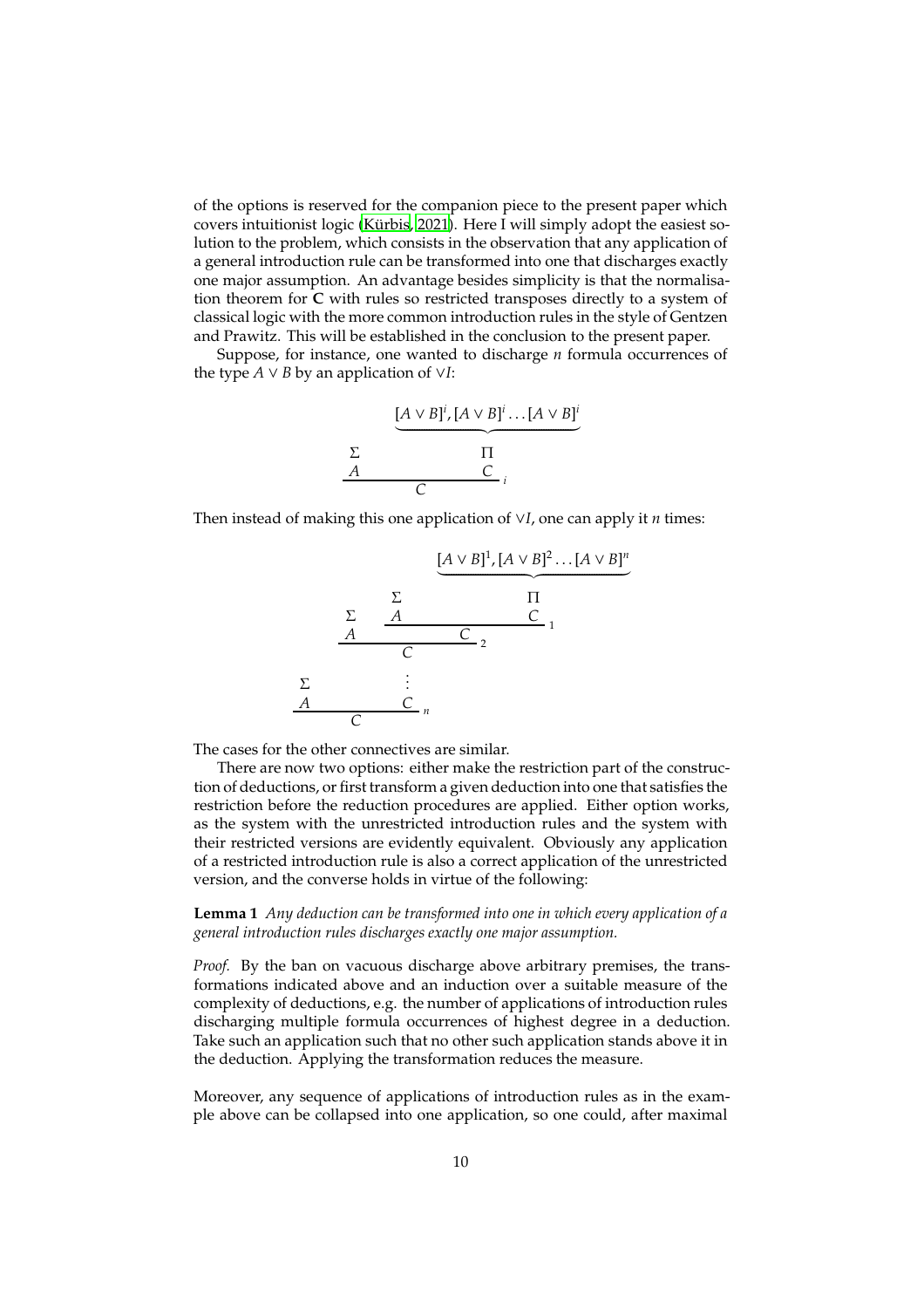of the options is reserved for the companion piece to the present paper which covers intuitionist logic (Kürbis, 2021). Here I will simply adopt the easiest solution to the problem, which consists in the observation that any application of a general introduction rule can be transformed into one that discharges exactly one major assumption. An advantage besides simplicity is that the normalisation theorem for **C** with rules so restricted transposes directly to a system of classical logic with the more common introduction rules in the style of Gentzen and Prawitz. This will be established in the conclusion to the present paper.

Suppose, for instance, one wanted to discharge $n$ formula occurrences of the type $A \vee B$ by an application of $\vee I$:

$$\dfrac{\begin{matrix}\Sigma \\ A\end{matrix} \qquad \begin{matrix}\overbrace{[A \vee B]^i, [A \vee B]^i \ldots [A \vee B]^i} \\ \Pi \\ C\end{matrix}}{C}\, i$$

Then instead of making this one application of $\vee I$, one can apply it $n$ times:

$$\dfrac{\begin{matrix}\Sigma \\ A\end{matrix} \qquad \begin{matrix} \dfrac{\begin{matrix}\Sigma \\ A\end{matrix} \qquad \dfrac{\begin{matrix}\Sigma \\ A\end{matrix} \qquad \begin{matrix}\overbrace{[A \vee B]^1, [A \vee B]^2 \ldots [A \vee B]^n} \\ \Pi \\ C\end{matrix}}{C}\, 1}{C}\, 2 \\ \vdots \\ C \end{matrix}}{C}\, n$$

The cases for the other connectives are similar.

There are now two options: either make the restriction part of the construction of deductions, or first transform a given deduction into one that satisfies the restriction before the reduction procedures are applied. Either option works, as the system with the unrestricted introduction rules and the system with their restricted versions are evidently equivalent. Obviously any application of a restricted introduction rule is also a correct application of the unrestricted version, and the converse holds in virtue of the following:

**Lemma 1** *Any deduction can be transformed into one in which every application of a general introduction rules discharges exactly one major assumption.*

*Proof.* By the ban on vacuous discharge above arbitrary premises, the transformations indicated above and an induction over a suitable measure of the complexity of deductions, e.g. the number of applications of introduction rules discharging multiple formula occurrences of highest degree in a deduction. Take such an application such that no other such application stands above it in the deduction. Applying the transformation reduces the measure.

Moreover, any sequence of applications of introduction rules as in the example above can be collapsed into one application, so one could, after maximal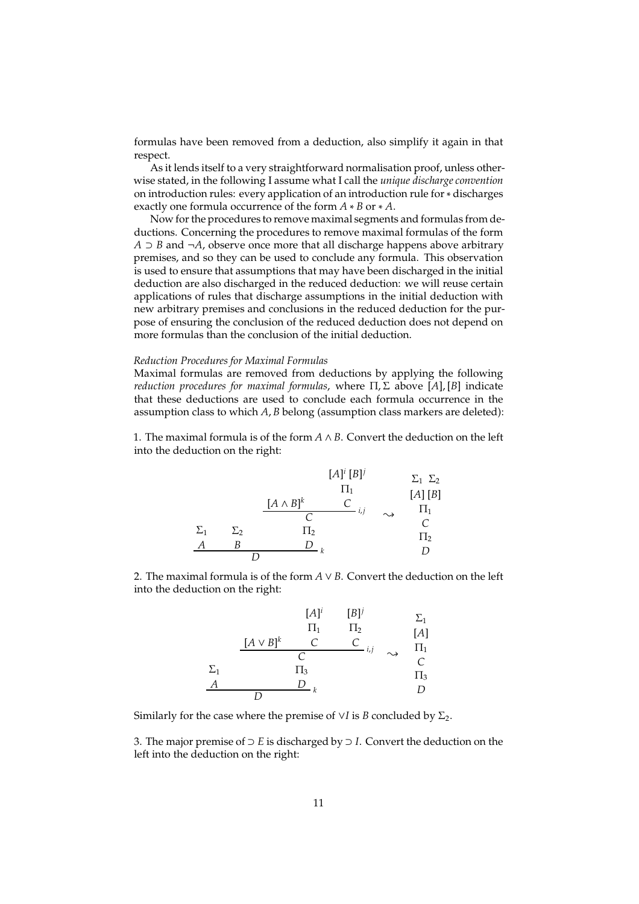formulas have been removed from a deduction, also simplify it again in that respect.

As it lends itself to a very straightforward normalisation proof, unless otherwise stated, in the following I assume what I call the *unique discharge convention* on introduction rules: every application of an introduction rule for $*$ discharges exactly one formula occurrence of the form $A * B$ or $* A$.

Now for the procedures to remove maximal segments and formulas from deductions. Concerning the procedures to remove maximal formulas of the form $A \supset B$ and $\neg A$, observe once more that all discharge happens above arbitrary premises, and so they can be used to conclude any formula. This observation is used to ensure that assumptions that may have been discharged in the initial deduction are also discharged in the reduced deduction: we will reuse certain applications of rules that discharge assumptions in the initial deduction with new arbitrary premises and conclusions in the reduced deduction for the purpose of ensuring the conclusion of the reduced deduction does not depend on more formulas than the conclusion of the initial deduction.

*Reduction Procedures for Maximal Formulas*

Maximal formulas are removed from deductions by applying the following *reduction procedures for maximal formulas*, where $\Pi, \Sigma$ above $[A], [B]$ indicate that these deductions are used to conclude each formula occurrence in the assumption class to which $A, B$ belong (assumption class markers are deleted):

1. The maximal formula is of the form $A \wedge B$. Convert the deduction on the left into the deduction on the right:

$$
\dfrac{\begin{matrix}\Sigma_1 \\ A\end{matrix} \quad \begin{matrix}\Sigma_2 \\ B\end{matrix} \quad \begin{matrix} \dfrac{[A \wedge B]^k \quad \begin{matrix}[A]^i\,[B]^j \\ \Pi_1 \\ C\end{matrix}}{C}{\scriptstyle i,j} \\ \Pi_2 \\ D \end{matrix}}{D}{\scriptstyle k}
\quad \rightsquigarrow \quad
\begin{matrix}\Sigma_1\;\;\Sigma_2 \\ [A]\,[B] \\ \Pi_1 \\ C \\ \Pi_2 \\ D\end{matrix}
$$

2. The maximal formula is of the form $A \vee B$. Convert the deduction on the left into the deduction on the right:

$$
\dfrac{\begin{matrix}\Sigma_1 \\ A\end{matrix} \quad \begin{matrix} \dfrac{[A \vee B]^k \quad \begin{matrix}[A]^i \\ \Pi_1 \\ C\end{matrix} \quad \begin{matrix}[B]^j \\ \Pi_2 \\ C\end{matrix}}{C}{\scriptstyle i,j} \\ \Pi_3 \\ D \end{matrix}}{D}{\scriptstyle k}
\quad \rightsquigarrow \quad
\begin{matrix}\Sigma_1 \\ [A] \\ \Pi_1 \\ C \\ \Pi_3 \\ D\end{matrix}
$$

Similarly for the case where the premise of $\vee I$ is $B$ concluded by $\Sigma_2$.

3. The major premise of $\supset E$ is discharged by $\supset I$. Convert the deduction on the left into the deduction on the right: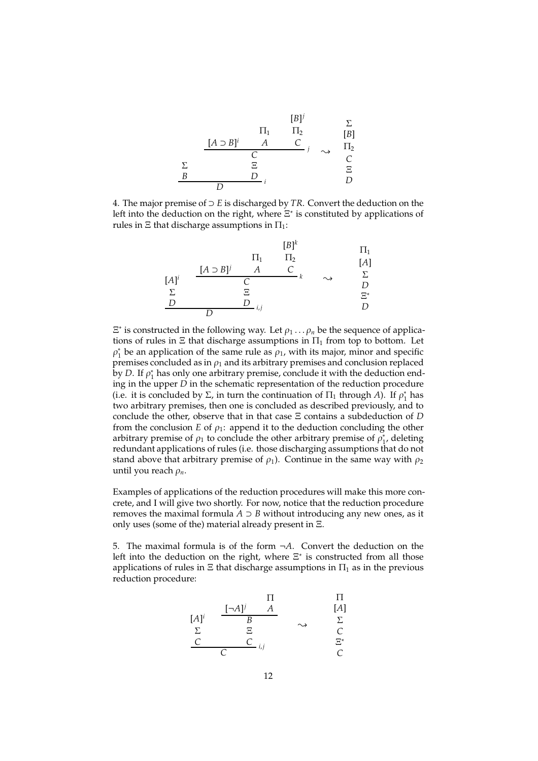$$
\dfrac{\begin{array}{c}\Sigma \\ B\end{array} \qquad \begin{array}{c}\dfrac{[A \supset B]^i \qquad \begin{array}{c}\Pi_1 \\ A\end{array} \qquad \begin{array}{c}[B]^j \\ \Pi_2 \\ C\end{array}}{C}\, j \\ \Xi \\ D\end{array}}{D}\, i
\quad \rightsquigarrow \quad
\begin{array}{c}\Sigma \\ [B] \\ \Pi_2 \\ C \\ \Xi \\ D\end{array}
$$

4. The major premise of $\supset E$ is discharged by $TR$. Convert the deduction on the left into the deduction on the right, where $\Xi^*$ is constituted by applications of rules in $\Xi$ that discharge assumptions in $\Pi_1$:

$$
\dfrac{\begin{array}{c}[A]^i \\ \Sigma \\ D\end{array} \qquad \begin{array}{c}\dfrac{[A \supset B]^j \qquad \begin{array}{c}\Pi_1 \\ A\end{array} \qquad \begin{array}{c}[B]^k \\ \Pi_2 \\ C\end{array}}{C}\, k \\ \Xi \\ D\end{array}}{D}\, i,j
\quad \rightsquigarrow \quad
\begin{array}{c}\Pi_1 \\ [A] \\ \Sigma \\ D \\ \Xi^* \\ D\end{array}
$$

$\Xi^*$ is constructed in the following way. Let $\rho_1 \ldots \rho_n$ be the sequence of applications of rules in $\Xi$ that discharge assumptions in $\Pi_1$ from top to bottom. Let $\rho_1^*$ be an application of the same rule as $\rho_1$, with its major, minor and specific premises concluded as in $\rho_1$ and its arbitrary premises and conclusion replaced by $D$. If $\rho_1^*$ has only one arbitrary premise, conclude it with the deduction ending in the upper $D$ in the schematic representation of the reduction procedure (i.e. it is concluded by $\Sigma$, in turn the continuation of $\Pi_1$ through $A$). If $\rho_1^*$ has two arbitrary premises, then one is concluded as described previously, and to conclude the other, observe that in that case $\Xi$ contains a subdeduction of $D$ from the conclusion $E$ of $\rho_1$: append it to the deduction concluding the other arbitrary premise of $\rho_1$ to conclude the other arbitrary premise of $\rho_1^*$, deleting redundant applications of rules (i.e. those discharging assumptions that do not stand above that arbitrary premise of $\rho_1$). Continue in the same way with $\rho_2$ until you reach $\rho_n$.

Examples of applications of the reduction procedures will make this more concrete, and I will give two shortly. For now, notice that the reduction procedure removes the maximal formula $A \supset B$ without introducing any new ones, as it only uses (some of the) material already present in $\Xi$.

5. The maximal formula is of the form $\neg A$. Convert the deduction on the left into the deduction on the right, where $\Xi^*$ is constructed from all those applications of rules in $\Xi$ that discharge assumptions in $\Pi_1$ as in the previous reduction procedure:

$$
\dfrac{\begin{array}{c}[A]^i \\ \Sigma \\ C\end{array} \qquad \begin{array}{c}\dfrac{[\neg A]^j \qquad \begin{array}{c}\Pi \\ A\end{array}}{B} \\ \Xi \\ C\end{array}}{C}\, i,j
\quad \rightsquigarrow \quad
\begin{array}{c}\Pi \\ [A] \\ \Sigma \\ C \\ \Xi^* \\ C\end{array}
$$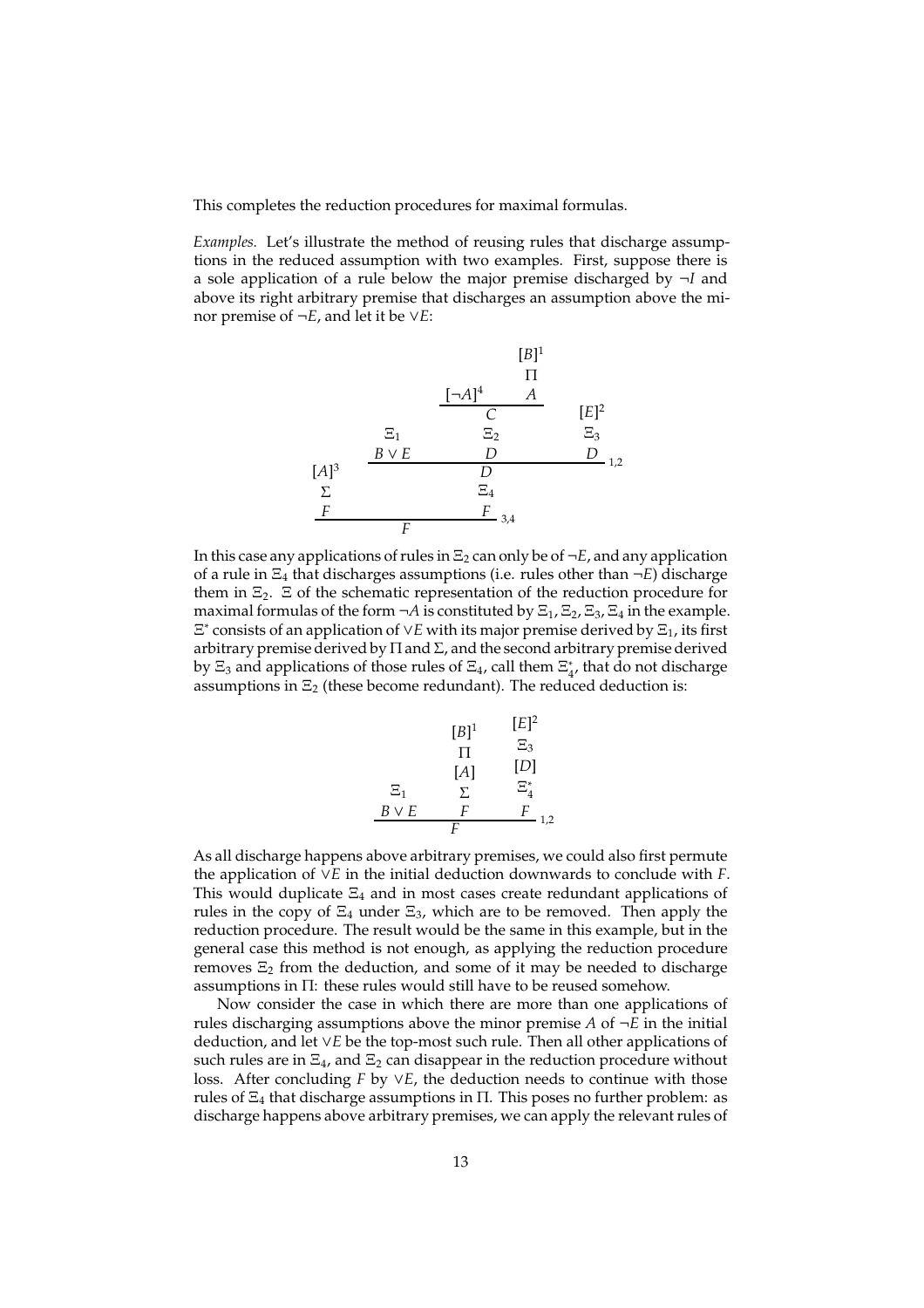This completes the reduction procedures for maximal formulas.

*Examples.* Let's illustrate the method of reusing rules that discharge assumptions in the reduced assumption with two examples. First, suppose there is a sole application of a rule below the major premise discharged by $\neg I$ and above its right arbitrary premise that discharges an assumption above the minor premise of $\neg E$, and let it be $\vee E$:

$$\dfrac{\begin{array}{c}[A]^3\\ \Sigma\\ F\end{array} \qquad \begin{array}{c}\dfrac{\begin{array}{c}\Xi_1\\ B\vee E\end{array}\quad \begin{array}{c}\dfrac{[\neg A]^4 \quad \begin{array}{c}[B]^1\\ \Pi\\ A\end{array}}{C}\\ \Xi_2\\ D\end{array}\quad \begin{array}{c}[E]^2\\ \Xi_3\\ D\end{array}}{D}\,{\scriptstyle 1,2}\\ \Xi_4\\ F\end{array}}{F}\,{\scriptstyle 3,4}$$

In this case any applications of rules in $\Xi_2$ can only be of $\neg E$, and any application of a rule in $\Xi_4$ that discharges assumptions (i.e. rules other than $\neg E$) discharge them in $\Xi_2$. $\Xi$ of the schematic representation of the reduction procedure for maximal formulas of the form $\neg A$ is constituted by $\Xi_1, \Xi_2, \Xi_3, \Xi_4$ in the example. $\Xi^*$ consists of an application of $\vee E$ with its major premise derived by $\Xi_1$, its first arbitrary premise derived by $\Pi$ and $\Sigma$, and the second arbitrary premise derived by $\Xi_3$ and applications of those rules of $\Xi_4$, call them $\Xi_4^*$, that do not discharge assumptions in $\Xi_2$ (these become redundant). The reduced deduction is:

$$\dfrac{\begin{array}{c}\Xi_1\\ B\vee E\end{array}\quad \begin{array}{c}[B]^1\\ \Pi\\ [A]\\ \Sigma\\ F\end{array}\quad \begin{array}{c}[E]^2\\ \Xi_3\\ [D]\\ \Xi_4^*\\ F\end{array}}{F}\,{\scriptstyle 1,2}$$

As all discharge happens above arbitrary premises, we could also first permute the application of $\vee E$ in the initial deduction downwards to conclude with $F$. This would duplicate $\Xi_4$ and in most cases create redundant applications of rules in the copy of $\Xi_4$ under $\Xi_3$, which are to be removed. Then apply the reduction procedure. The result would be the same in this example, but in the general case this method is not enough, as applying the reduction procedure removes $\Xi_2$ from the deduction, and some of it may be needed to discharge assumptions in $\Pi$: these rules would still have to be reused somehow.

Now consider the case in which there are more than one applications of rules discharging assumptions above the minor premise $A$ of $\neg E$ in the initial deduction, and let $\vee E$ be the top-most such rule. Then all other applications of such rules are in $\Xi_4$, and $\Xi_2$ can disappear in the reduction procedure without loss. After concluding $F$ by $\vee E$, the deduction needs to continue with those rules of $\Xi_4$ that discharge assumptions in $\Pi$. This poses no further problem: as discharge happens above arbitrary premises, we can apply the relevant rules of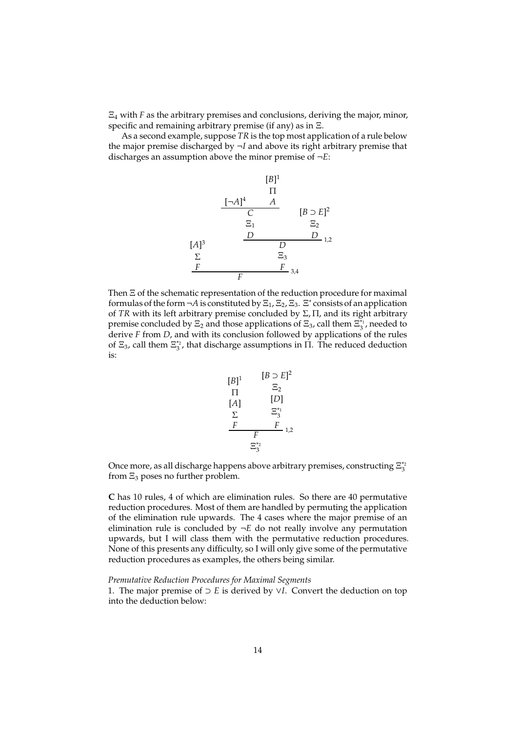$\Xi_4$ with $F$ as the arbitrary premises and conclusions, deriving the major, minor, specific and remaining arbitrary premise (if any) as in $\Xi$.

As a second example, suppose $TR$ is the top most application of a rule below the major premise discharged by $\neg I$ and above its right arbitrary premise that discharges an assumption above the minor premise of $\neg E$:

$$
\dfrac{\begin{array}{c}[A]^3 \\ \Sigma \\ F\end{array} \qquad \dfrac{\begin{array}{c}\dfrac{[\neg A]^4 \qquad \begin{array}{c}[B]^1 \\ \Pi \\ A\end{array}}{C} \\ \Xi_1 \\ D\end{array} \qquad \begin{array}{c}[B \supset E]^2 \\ \Xi_2 \\ D\end{array}}{\begin{array}{c}D \\ \Xi_3 \\ F\end{array}}\,{}_{1,2}}{F}\,{}_{3,4}
$$

Then $\Xi$ of the schematic representation of the reduction procedure for maximal formulas of the form $\neg A$ is constituted by $\Xi_1, \Xi_2, \Xi_3$. $\Xi^*$ consists of an application of $TR$ with its left arbitrary premise concluded by $\Sigma, \Pi$, and its right arbitrary premise concluded by $\Xi_2$ and those applications of $\Xi_3$, call them $\Xi_3^{*_1}$, needed to derive $F$ from $D$, and with its conclusion followed by applications of the rules of $\Xi_3$, call them $\Xi_3^{*_2}$, that discharge assumptions in $\Pi$. The reduced deduction is:

$$
\begin{array}{c}
\dfrac{\begin{array}{c}[B]^1 \\ \Pi \\ [A] \\ \Sigma \\ F\end{array} \qquad \begin{array}{c}[B \supset E]^2 \\ \Xi_2 \\ [D] \\ \Xi_3^{*_1} \\ F\end{array}}{F}\,{}_{1,2} \\
\Xi_3^{*_2}
\end{array}
$$

Once more, as all discharge happens above arbitrary premises, constructing $\Xi_3^{*_2}$ from $\Xi_3$ poses no further problem.

**C** has 10 rules, 4 of which are elimination rules. So there are 40 permutative reduction procedures. Most of them are handled by permuting the application of the elimination rule upwards. The 4 cases where the major premise of an elimination rule is concluded by $\neg E$ do not really involve any permutation upwards, but I will class them with the permutative reduction procedures. None of this presents any difficulty, so I will only give some of the permutative reduction procedures as examples, the others being similar.

*Premutative Reduction Procedures for Maximal Segments*

1. The major premise of $\supset E$ is derived by $\vee I$. Convert the deduction on top into the deduction below: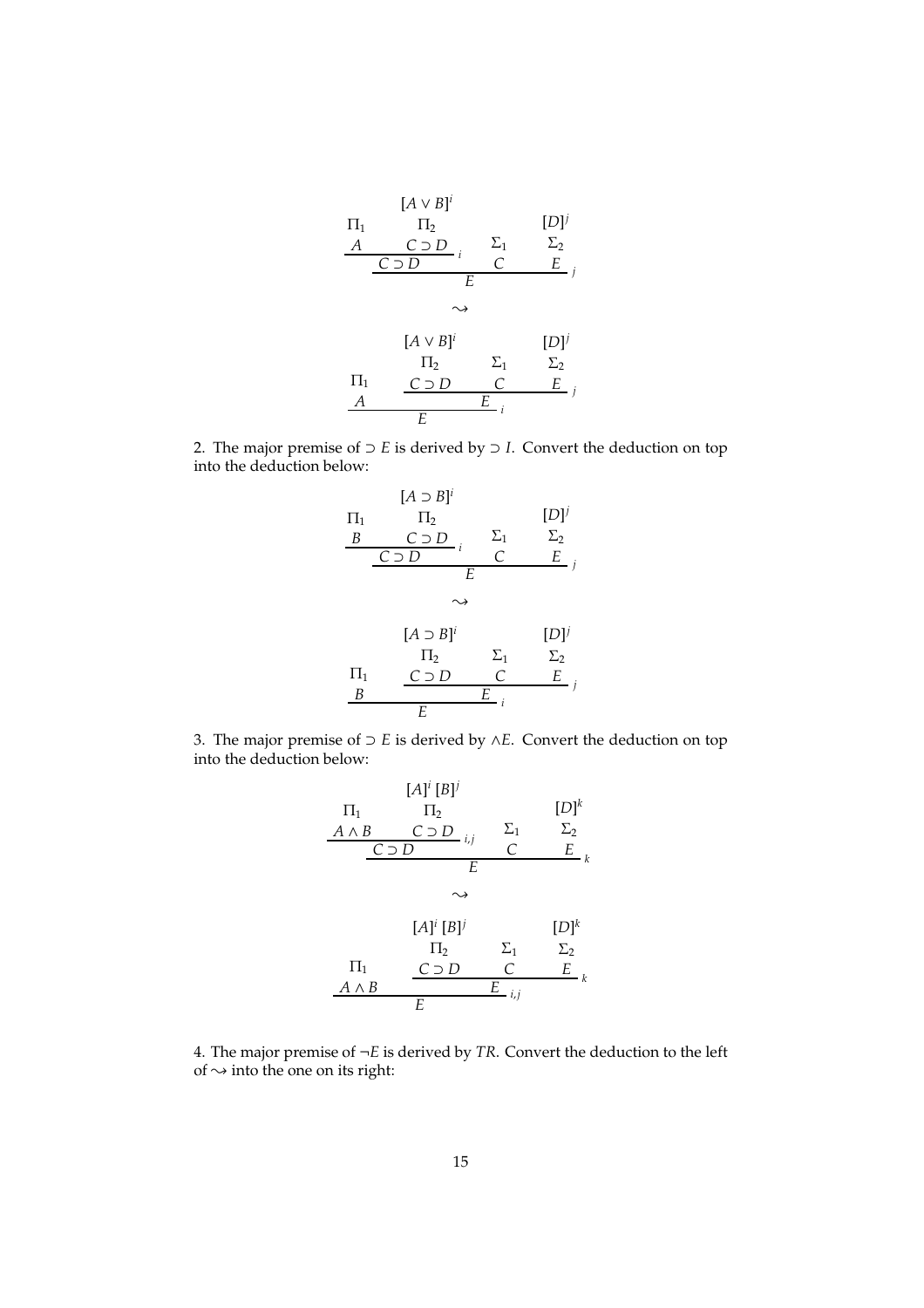$$
\dfrac{\begin{array}{c}\Pi_1 \\ A\end{array} \quad \dfrac{\begin{array}{c}[A \vee B]^i \\ \Pi_2 \\ C \supset D\end{array}}{C \supset D}\, i}{} \qquad
\dfrac{\dfrac{\begin{array}{c}\Pi_1 \\ A\end{array} \quad \begin{array}{c}[A \vee B]^i \\ \Pi_2 \\ C \supset D\end{array}}{C \supset D}\, i \quad \begin{array}{c}\Sigma_1 \\ C\end{array} \quad \begin{array}{c}[D]^j \\ \Sigma_2 \\ E\end{array}}{E}\, j
$$

$$\rightsquigarrow$$

$$
\dfrac{\begin{array}{c}\Pi_1 \\ A\end{array} \quad \dfrac{\begin{array}{c}[A \vee B]^i \\ \Pi_2 \\ C \supset D\end{array} \quad \begin{array}{c}\Sigma_1 \\ C\end{array} \quad \begin{array}{c}[D]^j \\ \Sigma_2 \\ E\end{array}}{E}\, j}{E}\, i
$$

2. The major premise of $\supset E$ is derived by $\supset I$. Convert the deduction on top into the deduction below:

$$
\dfrac{\dfrac{\begin{array}{c}\Pi_1 \\ B\end{array} \quad \begin{array}{c}[A \supset B]^i \\ \Pi_2 \\ C \supset D\end{array}}{C \supset D}\, i \quad \begin{array}{c}\Sigma_1 \\ C\end{array} \quad \begin{array}{c}[D]^j \\ \Sigma_2 \\ E\end{array}}{E}\, j
$$

$$\rightsquigarrow$$

$$
\dfrac{\begin{array}{c}\Pi_1 \\ B\end{array} \quad \dfrac{\begin{array}{c}[A \supset B]^i \\ \Pi_2 \\ C \supset D\end{array} \quad \begin{array}{c}\Sigma_1 \\ C\end{array} \quad \begin{array}{c}[D]^j \\ \Sigma_2 \\ E\end{array}}{E}\, j}{E}\, i
$$

3. The major premise of $\supset E$ is derived by $\wedge E$. Convert the deduction on top into the deduction below:

$$
\dfrac{\dfrac{\begin{array}{c}\Pi_1 \\ A \wedge B\end{array} \quad \begin{array}{c}[A]^i\,[B]^j \\ \Pi_2 \\ C \supset D\end{array}}{C \supset D}\, i,j \quad \begin{array}{c}\Sigma_1 \\ C\end{array} \quad \begin{array}{c}[D]^k \\ \Sigma_2 \\ E\end{array}}{E}\, k
$$

$$\rightsquigarrow$$

$$
\dfrac{\begin{array}{c}\Pi_1 \\ A \wedge B\end{array} \quad \dfrac{\begin{array}{c}[A]^i\,[B]^j \\ \Pi_2 \\ C \supset D\end{array} \quad \begin{array}{c}\Sigma_1 \\ C\end{array} \quad \begin{array}{c}[D]^k \\ \Sigma_2 \\ E\end{array}}{E}\, k}{E}\, i,j
$$

4. The major premise of $\neg E$ is derived by $TR$. Convert the deduction to the left of $\rightsquigarrow$ into the one on its right: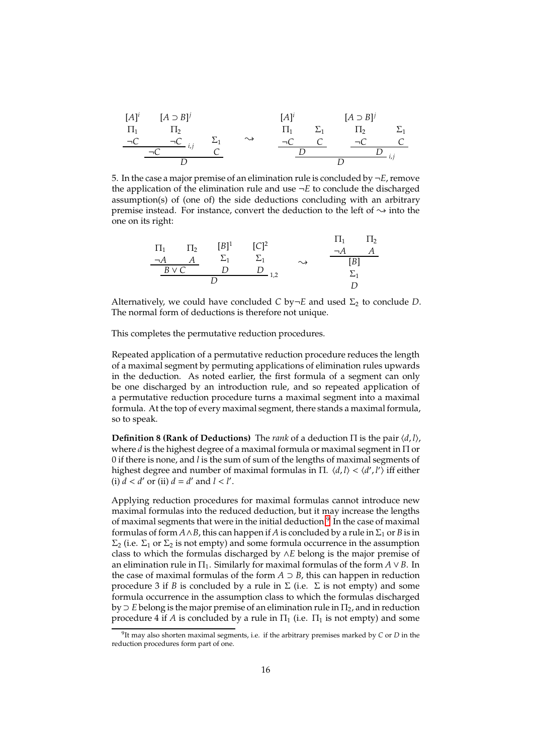$$
\dfrac{\dfrac{\begin{matrix}[A]^i \\ \Pi_1 \\ \neg C\end{matrix} \qquad \dfrac{\begin{matrix}[A \supset B]^j \\ \Pi_2 \\ \neg C\end{matrix}}{\neg C}{}_{i,j} \qquad \begin{matrix}\Sigma_1 \\ C\end{matrix}}{}}{D}
\quad \rightsquigarrow \quad
\dfrac{\dfrac{\begin{matrix}[A]^i \\ \Pi_1 \\ \neg C\end{matrix} \quad \begin{matrix}\Sigma_1 \\ C\end{matrix}}{D} \qquad \dfrac{\begin{matrix}[A \supset B]^j \\ \Pi_2 \\ \neg C\end{matrix} \quad \begin{matrix}\Sigma_1 \\ C\end{matrix}}{D}}{D}{}_{i,j}
$$

5. In the case a major premise of an elimination rule is concluded by $\neg E$, remove the application of the elimination rule and use $\neg E$ to conclude the discharged assumption(s) of (one of) the side deductions concluding with an arbitrary premise instead. For instance, convert the deduction to the left of $\rightsquigarrow$ into the one on its right:

$$
\dfrac{\dfrac{\begin{matrix}\Pi_1 \\ \neg A\end{matrix} \quad \begin{matrix}\Pi_2 \\ A\end{matrix}}{B \vee C} \qquad \begin{matrix}[B]^1 \\ \Sigma_1 \\ D\end{matrix} \qquad \begin{matrix}[C]^2 \\ \Sigma_1 \\ D\end{matrix}}{D}{}_{1,2}
\quad \rightsquigarrow \quad
\begin{matrix}\dfrac{\begin{matrix}\Pi_1 \\ \neg A\end{matrix} \quad \begin{matrix}\Pi_2 \\ A\end{matrix}}{[B]} \\ \Sigma_1 \\ D\end{matrix}
$$

Alternatively, we could have concluded $C$ by$\neg E$ and used $\Sigma_2$ to conclude $D$. The normal form of deductions is therefore not unique.

This completes the permutative reduction procedures.

Repeated application of a permutative reduction procedure reduces the length of a maximal segment by permuting applications of elimination rules upwards in the deduction. As noted earlier, the first formula of a segment can only be one discharged by an introduction rule, and so repeated application of a permutative reduction procedure turns a maximal segment into a maximal formula. At the top of every maximal segment, there stands a maximal formula, so to speak.

**Definition 8 (Rank of Deductions)** The *rank* of a deduction $\Pi$ is the pair $\langle d, l\rangle$, where $d$ is the highest degree of a maximal formula or maximal segment in $\Pi$ or 0 if there is none, and $l$ is the sum of sum of the lengths of maximal segments of highest degree and number of maximal formulas in $\Pi$. $\langle d, l\rangle < \langle d', l'\rangle$ iff either (i) $d < d'$ or (ii) $d = d'$ and $l < l'$.

Applying reduction procedures for maximal formulas cannot introduce new maximal formulas into the reduced deduction, but it may increase the lengths of maximal segments that were in the initial deduction.[9] In the case of maximal formulas of form $A \wedge B$, this can happen if $A$ is concluded by a rule in $\Sigma_1$ or $B$ is in $\Sigma_2$ (i.e. $\Sigma_1$ or $\Sigma_2$ is not empty) and some formula occurrence in the assumption class to which the formulas discharged by $\wedge E$ belong is the major premise of an elimination rule in $\Pi_1$. Similarly for maximal formulas of the form $A \vee B$. In the case of maximal formulas of the form $A \supset B$, this can happen in reduction procedure 3 if $B$ is concluded by a rule in $\Sigma$ (i.e. $\Sigma$ is not empty) and some formula occurrence in the assumption class to which the formulas discharged by $\supset E$ belong is the major premise of an elimination rule in $\Pi_2$, and in reduction procedure 4 if $A$ is concluded by a rule in $\Pi_1$ (i.e. $\Pi_1$ is not empty) and some

[9] It may also shorten maximal segments, i.e. if the arbitrary premises marked by $C$ or $D$ in the reduction procedures form part of one.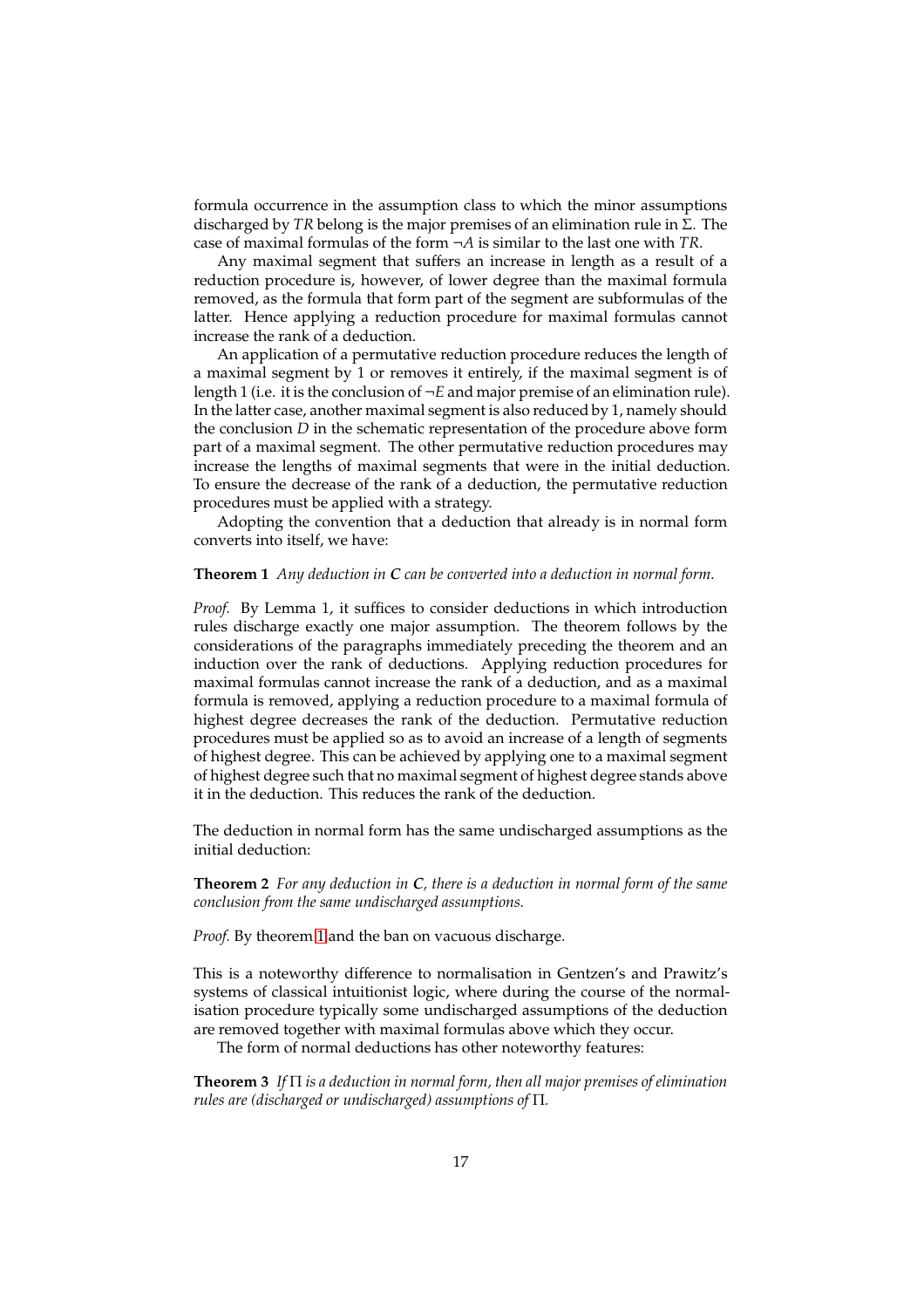formula occurrence in the assumption class to which the minor assumptions discharged by $TR$ belong is the major premises of an elimination rule in $\Sigma$. The case of maximal formulas of the form $\neg A$ is similar to the last one with $TR$.

Any maximal segment that suffers an increase in length as a result of a reduction procedure is, however, of lower degree than the maximal formula removed, as the formula that form part of the segment are subformulas of the latter. Hence applying a reduction procedure for maximal formulas cannot increase the rank of a deduction.

An application of a permutative reduction procedure reduces the length of a maximal segment by 1 or removes it entirely, if the maximal segment is of length 1 (i.e. it is the conclusion of $\neg E$ and major premise of an elimination rule). In the latter case, another maximal segment is also reduced by 1, namely should the conclusion $D$ in the schematic representation of the procedure above form part of a maximal segment. The other permutative reduction procedures may increase the lengths of maximal segments that were in the initial deduction. To ensure the decrease of the rank of a deduction, the permutative reduction procedures must be applied with a strategy.

Adopting the convention that a deduction that already is in normal form converts into itself, we have:

**Theorem 1** *Any deduction in* ***C*** *can be converted into a deduction in normal form.*

*Proof.* By Lemma 1, it suffices to consider deductions in which introduction rules discharge exactly one major assumption. The theorem follows by the considerations of the paragraphs immediately preceding the theorem and an induction over the rank of deductions. Applying reduction procedures for maximal formulas cannot increase the rank of a deduction, and as a maximal formula is removed, applying a reduction procedure to a maximal formula of highest degree decreases the rank of the deduction. Permutative reduction procedures must be applied so as to avoid an increase of a length of segments of highest degree. This can be achieved by applying one to a maximal segment of highest degree such that no maximal segment of highest degree stands above it in the deduction. This reduces the rank of the deduction.

The deduction in normal form has the same undischarged assumptions as the initial deduction:

**Theorem 2** *For any deduction in* ***C****, there is a deduction in normal form of the same conclusion from the same undischarged assumptions.*

*Proof.* By theorem 1 and the ban on vacuous discharge.

This is a noteworthy difference to normalisation in Gentzen's and Prawitz's systems of classical intuitionist logic, where during the course of the normalisation procedure typically some undischarged assumptions of the deduction are removed together with maximal formulas above which they occur.

The form of normal deductions has other noteworthy features:

**Theorem 3** *If* $\Pi$ *is a deduction in normal form, then all major premises of elimination rules are (discharged or undischarged) assumptions of* $\Pi$*.*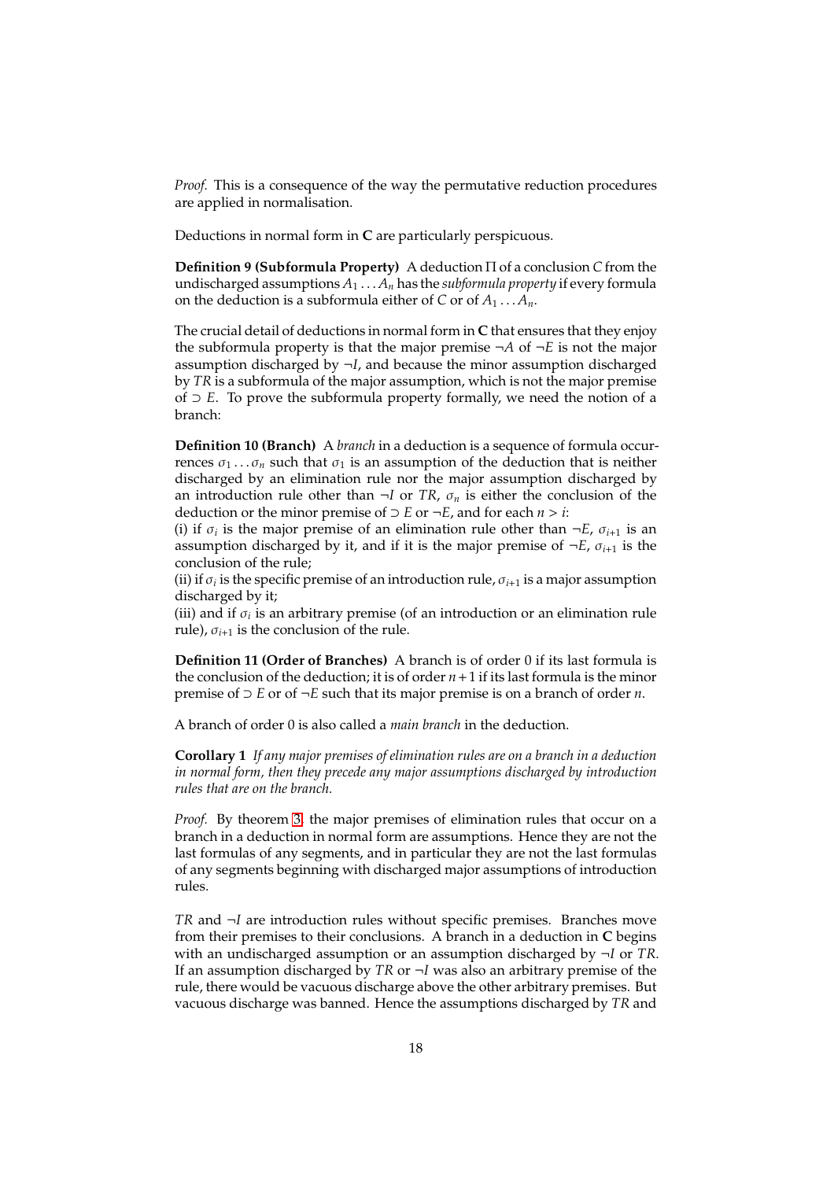*Proof.* This is a consequence of the way the permutative reduction procedures are applied in normalisation.

Deductions in normal form in **C** are particularly perspicuous.

**Definition 9 (Subformula Property)** A deduction $\Pi$ of a conclusion $C$ from the undischarged assumptions $A_1 \dots A_n$ has the *subformula property* if every formula on the deduction is a subformula either of $C$ or of $A_1 \dots A_n$.

The crucial detail of deductions in normal form in **C** that ensures that they enjoy the subformula property is that the major premise $\neg A$ of $\neg E$ is not the major assumption discharged by $\neg I$, and because the minor assumption discharged by $TR$ is a subformula of the major assumption, which is not the major premise of $\supset E$. To prove the subformula property formally, we need the notion of a branch:

**Definition 10 (Branch)** A *branch* in a deduction is a sequence of formula occurrences $\sigma_1 \dots \sigma_n$ such that $\sigma_1$ is an assumption of the deduction that is neither discharged by an elimination rule nor the major assumption discharged by an introduction rule other than $\neg I$ or $TR$, $\sigma_n$ is either the conclusion of the deduction or the minor premise of $\supset E$ or $\neg E$, and for each $n > i$:
(i) if $\sigma_i$ is the major premise of an elimination rule other than $\neg E$, $\sigma_{i+1}$ is an assumption discharged by it, and if it is the major premise of $\neg E$, $\sigma_{i+1}$ is the conclusion of the rule;
(ii) if $\sigma_i$ is the specific premise of an introduction rule, $\sigma_{i+1}$ is a major assumption discharged by it;
(iii) and if $\sigma_i$ is an arbitrary premise (of an introduction or an elimination rule rule), $\sigma_{i+1}$ is the conclusion of the rule.

**Definition 11 (Order of Branches)** A branch is of order 0 if its last formula is the conclusion of the deduction; it is of order $n+1$ if its last formula is the minor premise of $\supset E$ or of $\neg E$ such that its major premise is on a branch of order $n$.

A branch of order 0 is also called a *main branch* in the deduction.

**Corollary 1** *If any major premises of elimination rules are on a branch in a deduction in normal form, then they precede any major assumptions discharged by introduction rules that are on the branch.*

*Proof.* By theorem 3, the major premises of elimination rules that occur on a branch in a deduction in normal form are assumptions. Hence they are not the last formulas of any segments, and in particular they are not the last formulas of any segments beginning with discharged major assumptions of introduction rules.

$TR$ and $\neg I$ are introduction rules without specific premises. Branches move from their premises to their conclusions. A branch in a deduction in **C** begins with an undischarged assumption or an assumption discharged by $\neg I$ or $TR$. If an assumption discharged by $TR$ or $\neg I$ was also an arbitrary premise of the rule, there would be vacuous discharge above the other arbitrary premises. But vacuous discharge was banned. Hence the assumptions discharged by $TR$ and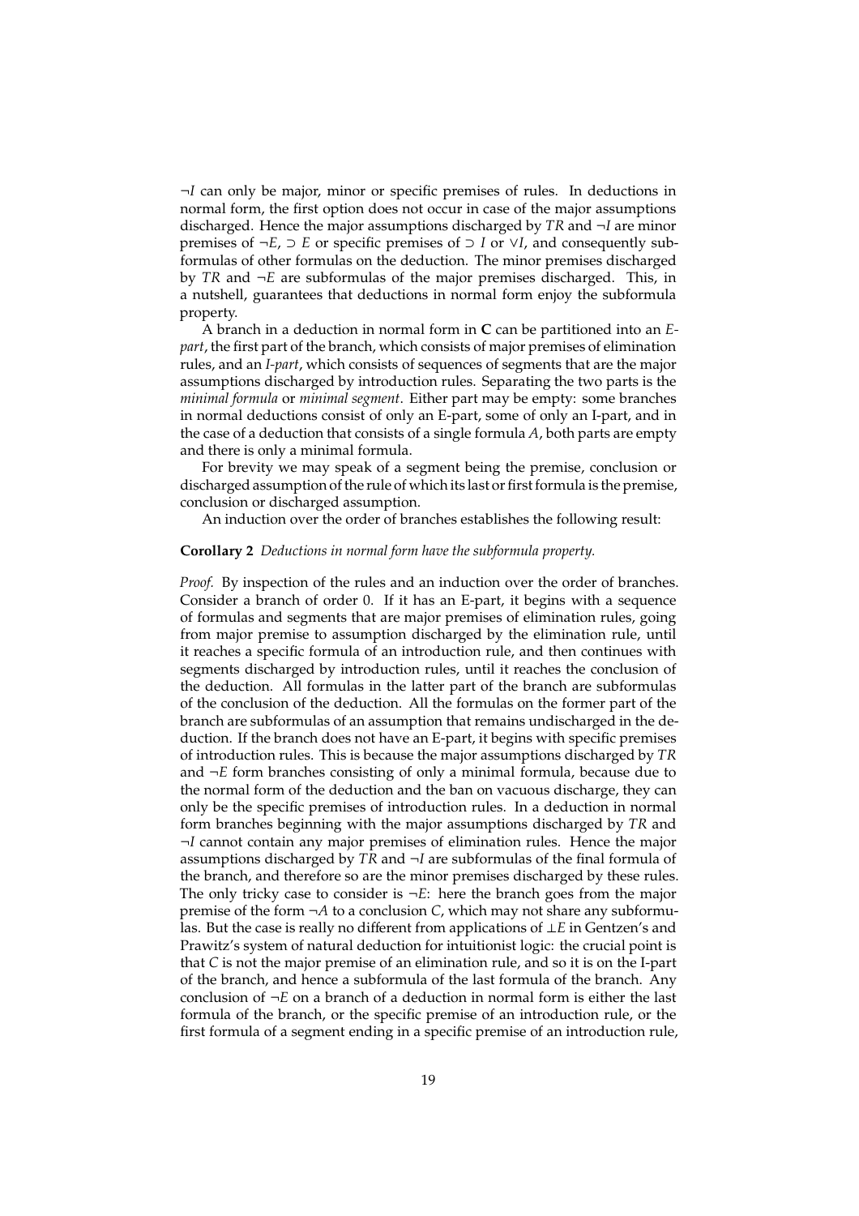$\neg I$ can only be major, minor or specific premises of rules. In deductions in normal form, the first option does not occur in case of the major assumptions discharged. Hence the major assumptions discharged by *TR* and $\neg I$ are minor premises of $\neg E$, $\supset E$ or specific premises of $\supset I$ or $\vee I$, and consequently subformulas of other formulas on the deduction. The minor premises discharged by *TR* and $\neg E$ are subformulas of the major premises discharged. This, in a nutshell, guarantees that deductions in normal form enjoy the subformula property.

A branch in a deduction in normal form in **C** can be partitioned into an *E-part*, the first part of the branch, which consists of major premises of elimination rules, and an *I-part*, which consists of sequences of segments that are the major assumptions discharged by introduction rules. Separating the two parts is the *minimal formula* or *minimal segment*. Either part may be empty: some branches in normal deductions consist of only an E-part, some of only an I-part, and in the case of a deduction that consists of a single formula $A$, both parts are empty and there is only a minimal formula.

For brevity we may speak of a segment being the premise, conclusion or discharged assumption of the rule of which its last or first formula is the premise, conclusion or discharged assumption.

An induction over the order of branches establishes the following result:

**Corollary 2** *Deductions in normal form have the subformula property.*

*Proof.* By inspection of the rules and an induction over the order of branches. Consider a branch of order 0. If it has an E-part, it begins with a sequence of formulas and segments that are major premises of elimination rules, going from major premise to assumption discharged by the elimination rule, until it reaches a specific formula of an introduction rule, and then continues with segments discharged by introduction rules, until it reaches the conclusion of the deduction. All formulas in the latter part of the branch are subformulas of the conclusion of the deduction. All the formulas on the former part of the branch are subformulas of an assumption that remains undischarged in the deduction. If the branch does not have an E-part, it begins with specific premises of introduction rules. This is because the major assumptions discharged by *TR* and $\neg E$ form branches consisting of only a minimal formula, because due to the normal form of the deduction and the ban on vacuous discharge, they can only be the specific premises of introduction rules. In a deduction in normal form branches beginning with the major assumptions discharged by *TR* and $\neg I$ cannot contain any major premises of elimination rules. Hence the major assumptions discharged by *TR* and $\neg I$ are subformulas of the final formula of the branch, and therefore so are the minor premises discharged by these rules. The only tricky case to consider is $\neg E$: here the branch goes from the major premise of the form $\neg A$ to a conclusion $C$, which may not share any subformulas. But the case is really no different from applications of $\bot E$ in Gentzen's and Prawitz's system of natural deduction for intuitionist logic: the crucial point is that $C$ is not the major premise of an elimination rule, and so it is on the I-part of the branch, and hence a subformula of the last formula of the branch. Any conclusion of $\neg E$ on a branch of a deduction in normal form is either the last formula of the branch, or the specific premise of an introduction rule, or the first formula of a segment ending in a specific premise of an introduction rule,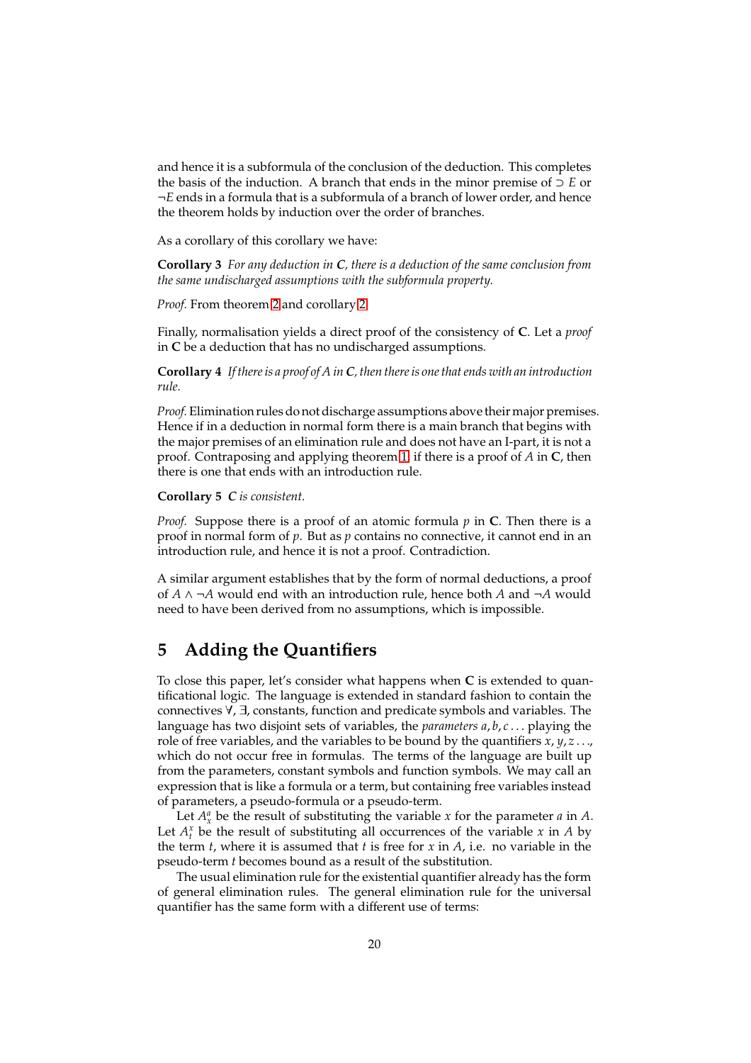and hence it is a subformula of the conclusion of the deduction. This completes the basis of the induction. A branch that ends in the minor premise of $\supset E$ or $\neg E$ ends in a formula that is a subformula of a branch of lower order, and hence the theorem holds by induction over the order of branches.

As a corollary of this corollary we have:

**Corollary 3** *For any deduction in **C**, there is a deduction of the same conclusion from the same undischarged assumptions with the subformula property.*

*Proof.* From theorem 2 and corollary 2.

Finally, normalisation yields a direct proof of the consistency of **C**. Let a *proof* in **C** be a deduction that has no undischarged assumptions.

**Corollary 4** *If there is a proof of A in **C**, then there is one that ends with an introduction rule.*

*Proof.* Elimination rules do not discharge assumptions above their major premises. Hence if in a deduction in normal form there is a main branch that begins with the major premises of an elimination rule and does not have an I-part, it is not a proof. Contraposing and applying theorem 1, if there is a proof of $A$ in **C**, then there is one that ends with an introduction rule.

**Corollary 5** ***C** is consistent.*

*Proof.* Suppose there is a proof of an atomic formula $p$ in **C**. Then there is a proof in normal form of $p$. But as $p$ contains no connective, it cannot end in an introduction rule, and hence it is not a proof. Contradiction.

A similar argument establishes that by the form of normal deductions, a proof of $A \wedge \neg A$ would end with an introduction rule, hence both $A$ and $\neg A$ would need to have been derived from no assumptions, which is impossible.

## 5 Adding the Quantifiers

To close this paper, let's consider what happens when **C** is extended to quantificational logic. The language is extended in standard fashion to contain the connectives $\forall$, $\exists$, constants, function and predicate symbols and variables. The language has two disjoint sets of variables, the *parameters* $a, b, c \ldots$ playing the role of free variables, and the variables to be bound by the quantifiers $x, y, z \ldots$, which do not occur free in formulas. The terms of the language are built up from the parameters, constant symbols and function symbols. We may call an expression that is like a formula or a term, but containing free variables instead of parameters, a pseudo-formula or a pseudo-term.

Let $A^a_x$ be the result of substituting the variable $x$ for the parameter $a$ in $A$. Let $A^x_t$ be the result of substituting all occurrences of the variable $x$ in $A$ by the term $t$, where it is assumed that $t$ is free for $x$ in $A$, i.e. no variable in the pseudo-term $t$ becomes bound as a result of the substitution.

The usual elimination rule for the existential quantifier already has the form of general elimination rules. The general elimination rule for the universal quantifier has the same form with a different use of terms: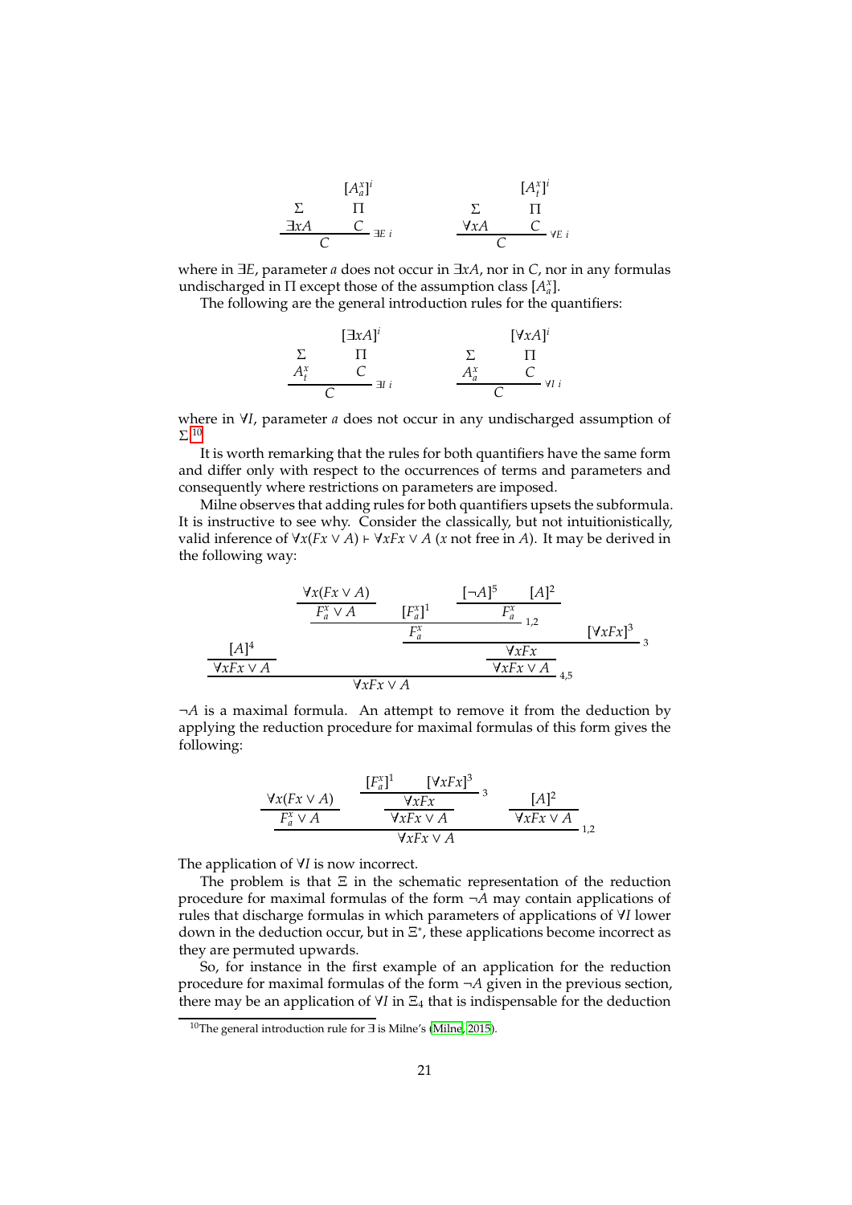$$
\dfrac{\begin{matrix} \Sigma \\ \exists x A \end{matrix} \quad \begin{matrix} [A^x_a]^i \\ \Pi \\ C \end{matrix}}{C}\ \exists E\ i
\qquad\qquad
\dfrac{\begin{matrix} \Sigma \\ \forall x A \end{matrix} \quad \begin{matrix} [A^x_t]^i \\ \Pi \\ C \end{matrix}}{C}\ \forall E\ i
$$

where in $\exists E$, parameter $a$ does not occur in $\exists x A$, nor in $C$, nor in any formulas undischarged in $\Pi$ except those of the assumption class $[A^x_a]$.

The following are the general introduction rules for the quantifiers:

$$
\dfrac{\begin{matrix} \Sigma \\ A^x_t \end{matrix} \quad \begin{matrix} [\exists x A]^i \\ \Pi \\ C \end{matrix}}{C}\ \exists I\ i
\qquad\qquad
\dfrac{\begin{matrix} \Sigma \\ A^x_a \end{matrix} \quad \begin{matrix} [\forall x A]^i \\ \Pi \\ C \end{matrix}}{C}\ \forall I\ i
$$

where in $\forall I$, parameter $a$ does not occur in any undischarged assumption of $\Sigma$.[10]

It is worth remarking that the rules for both quantifiers have the same form and differ only with respect to the occurrences of terms and parameters and consequently where restrictions on parameters are imposed.

Milne observes that adding rules for both quantifiers upsets the subformula. It is instructive to see why. Consider the classically, but not intuitionistically, valid inference of $\forall x(Fx \vee A) \vdash \forall x Fx \vee A$ ($x$ not free in $A$). It may be derived in the following way:

$$
\dfrac{\dfrac{[A]^4}{\forall x Fx \vee A} \qquad \dfrac{\dfrac{\forall x(Fx \vee A)}{F^x_a \vee A} \quad [F^x_a]^1 \quad \dfrac{[\neg A]^5 \quad [A]^2}{F^x_a}}{F^x_a}\ 1,2 \qquad \qquad}{\forall x Fx \vee A}
$$

$$
\dfrac{\dfrac{F^x_a \quad [\forall x Fx]^3}{\forall x Fx}\ 3}{\forall x Fx \vee A}\ 4,5
$$

$\neg A$ is a maximal formula. An attempt to remove it from the deduction by applying the reduction procedure for maximal formulas of this form gives the following:

$$
\dfrac{\dfrac{\forall x(Fx \vee A)}{F^x_a \vee A} \qquad \dfrac{\dfrac{[F^x_a]^1 \quad [\forall x Fx]^3}{\forall x Fx}\ 3}{\forall x Fx \vee A} \qquad \dfrac{[A]^2}{\forall x Fx \vee A}}{\forall x Fx \vee A}\ 1,2
$$

The application of $\forall I$ is now incorrect.

The problem is that $\Xi$ in the schematic representation of the reduction procedure for maximal formulas of the form $\neg A$ may contain applications of rules that discharge formulas in which parameters of applications of $\forall I$ lower down in the deduction occur, but in $\Xi^*$, these applications become incorrect as they are permuted upwards.

So, for instance in the first example of an application for the reduction procedure for maximal formulas of the form $\neg A$ given in the previous section, there may be an application of $\forall I$ in $\Xi_4$ that is indispensable for the deduction

[10] The general introduction rule for $\exists$ is Milne's (Milne, 2015).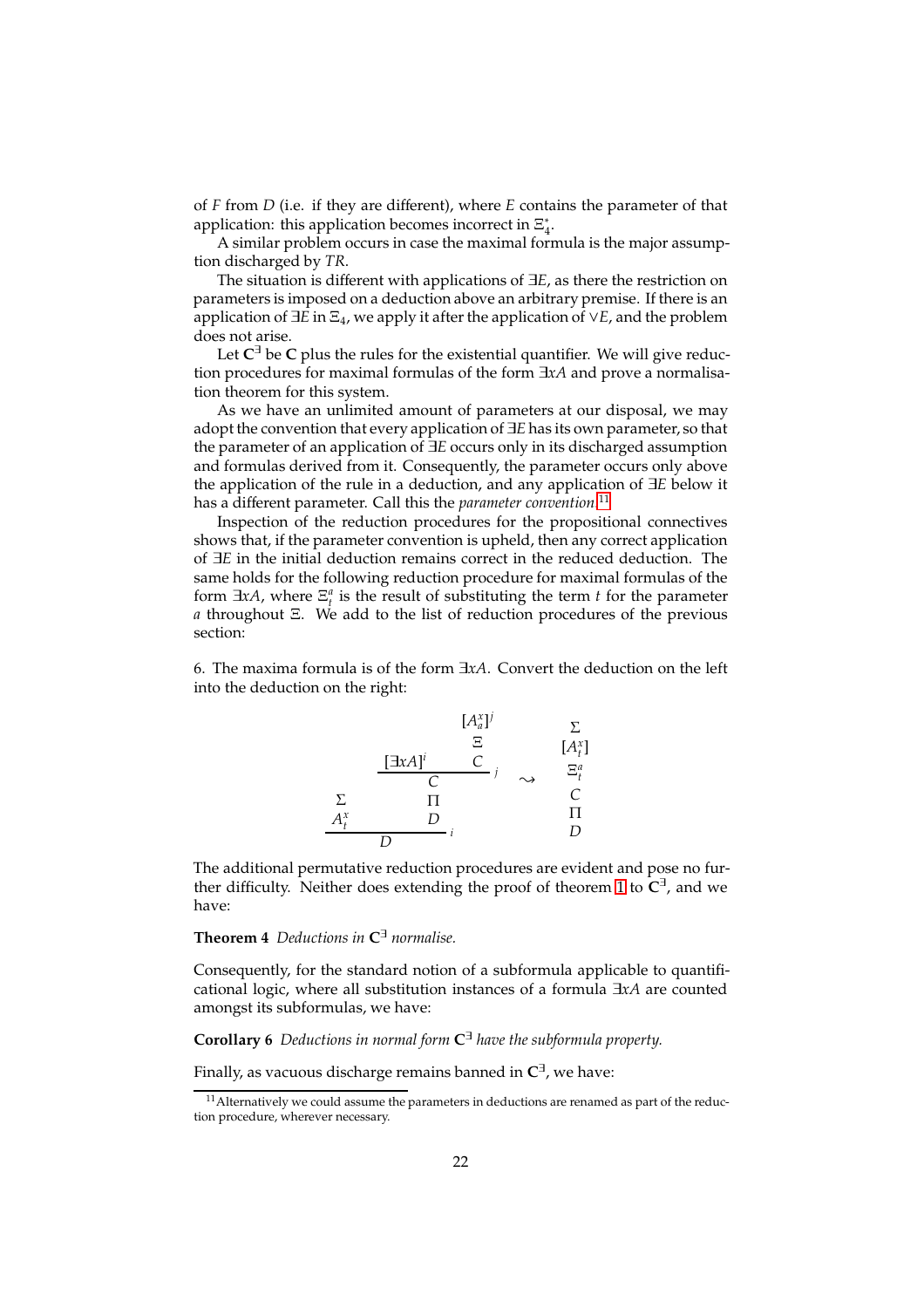of $F$ from $D$ (i.e. if they are different), where $E$ contains the parameter of that application: this application becomes incorrect in $\Xi_4^*$.

A similar problem occurs in case the maximal formula is the major assumption discharged by *TR*.

The situation is different with applications of $\exists E$, as there the restriction on parameters is imposed on a deduction above an arbitrary premise. If there is an application of $\exists E$ in $\Xi_4$, we apply it after the application of $\vee E$, and the problem does not arise.

Let $\mathbf{C}^\exists$ be $\mathbf{C}$ plus the rules for the existential quantifier. We will give reduction procedures for maximal formulas of the form $\exists x A$ and prove a normalisation theorem for this system.

As we have an unlimited amount of parameters at our disposal, we may adopt the convention that every application of $\exists E$ has its own parameter, so that the parameter of an application of $\exists E$ occurs only in its discharged assumption and formulas derived from it. Consequently, the parameter occurs only above the application of the rule in a deduction, and any application of $\exists E$ below it has a different parameter. Call this the *parameter convention*.[11]

Inspection of the reduction procedures for the propositional connectives shows that, if the parameter convention is upheld, then any correct application of $\exists E$ in the initial deduction remains correct in the reduced deduction. The same holds for the following reduction procedure for maximal formulas of the form $\exists x A$, where $\Xi_t^a$ is the result of substituting the term $t$ for the parameter $a$ throughout $\Xi$. We add to the list of reduction procedures of the previous section:

6. The maxima formula is of the form $\exists x A$. Convert the deduction on the left into the deduction on the right:

$$
\dfrac{\begin{matrix}\Sigma\\ A^x_t\end{matrix}\qquad \begin{matrix}\dfrac{[\exists x A]^i \qquad \begin{matrix}[A^x_a]^j\\ \Xi\\ C\end{matrix}}{C}\,j\\ \Pi\\ D\end{matrix}}{D}\,i
\quad\rightsquigarrow\quad
\begin{matrix}\Sigma\\ [A^x_t]\\ \Xi^a_t\\ C\\ \Pi\\ D\end{matrix}
$$

The additional permutative reduction procedures are evident and pose no further difficulty. Neither does extending the proof of theorem 1 to $\mathbf{C}^\exists$, and we have:

**Theorem 4** *Deductions in* $\mathbf{C}^\exists$ *normalise.*

Consequently, for the standard notion of a subformula applicable to quantificational logic, where all substitution instances of a formula $\exists x A$ are counted amongst its subformulas, we have:

**Corollary 6** *Deductions in normal form* $\mathbf{C}^\exists$ *have the subformula property.*

Finally, as vacuous discharge remains banned in $\mathbf{C}^\exists$, we have:

---

[11] Alternatively we could assume the parameters in deductions are renamed as part of the reduction procedure, wherever necessary.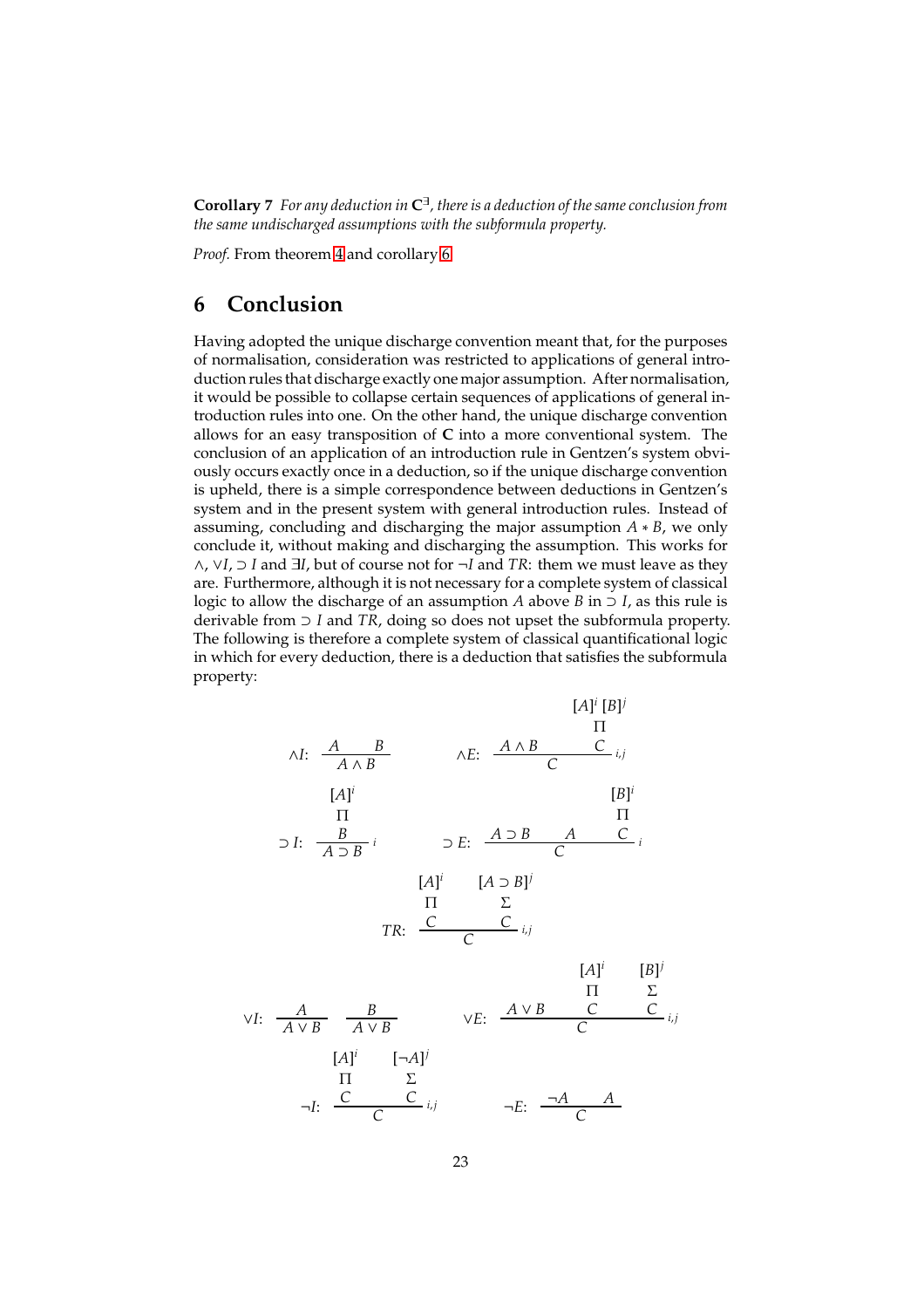**Corollary 7** *For any deduction in* $\mathbf{C}^{\exists}$*, there is a deduction of the same conclusion from the same undischarged assumptions with the subformula property.*

*Proof.* From theorem 4 and corollary 6.

## 6 Conclusion

Having adopted the unique discharge convention meant that, for the purposes of normalisation, consideration was restricted to applications of general introduction rules that discharge exactly one major assumption. After normalisation, it would be possible to collapse certain sequences of applications of general introduction rules into one. On the other hand, the unique discharge convention allows for an easy transposition of **C** into a more conventional system. The conclusion of an application of an introduction rule in Gentzen's system obviously occurs exactly once in a deduction, so if the unique discharge convention is upheld, there is a simple correspondence between deductions in Gentzen's system and in the present system with general introduction rules. Instead of assuming, concluding and discharging the major assumption $A * B$, we only conclude it, without making and discharging the assumption. This works for $\wedge$, $\vee I$, $\supset I$ and $\exists I$, but of course not for $\neg I$ and $TR$: them we must leave as they are. Furthermore, although it is not necessary for a complete system of classical logic to allow the discharge of an assumption $A$ above $B$ in $\supset I$, as this rule is derivable from $\supset I$ and $TR$, doing so does not upset the subformula property. The following is therefore a complete system of classical quantificational logic in which for every deduction, there is a deduction that satisfies the subformula property:

$$\wedge I: \ \frac{A \qquad B}{A \wedge B} \qquad\qquad \wedge E: \ \frac{A \wedge B \qquad \begin{matrix}[A]^i\,[B]^j \\ \Pi \\ C\end{matrix}}{C}\,{}_{i,j}$$

$$\supset I: \ \frac{\begin{matrix}[A]^i \\ \Pi \\ B\end{matrix}}{A \supset B}\,{}_{i} \qquad\qquad \supset E: \ \frac{A \supset B \qquad A \qquad \begin{matrix}[B]^i \\ \Pi \\ C\end{matrix}}{C}\,{}_{i}$$

$$TR: \ \frac{\begin{matrix}[A]^i \\ \Pi \\ C\end{matrix} \qquad \begin{matrix}[A \supset B]^j \\ \Sigma \\ C\end{matrix}}{C}\,{}_{i,j}$$

$$\vee I: \ \frac{A}{A \vee B} \quad \frac{B}{A \vee B} \qquad\qquad \vee E: \ \frac{A \vee B \qquad \begin{matrix}[A]^i \\ \Pi \\ C\end{matrix} \qquad \begin{matrix}[B]^j \\ \Sigma \\ C\end{matrix}}{C}\,{}_{i,j}$$

$$\neg I: \ \frac{\begin{matrix}[A]^i \\ \Pi \\ C\end{matrix} \qquad \begin{matrix}[\neg A]^j \\ \Sigma \\ C\end{matrix}}{C}\,{}_{i,j} \qquad\qquad \neg E: \ \frac{\neg A \qquad A}{C}$$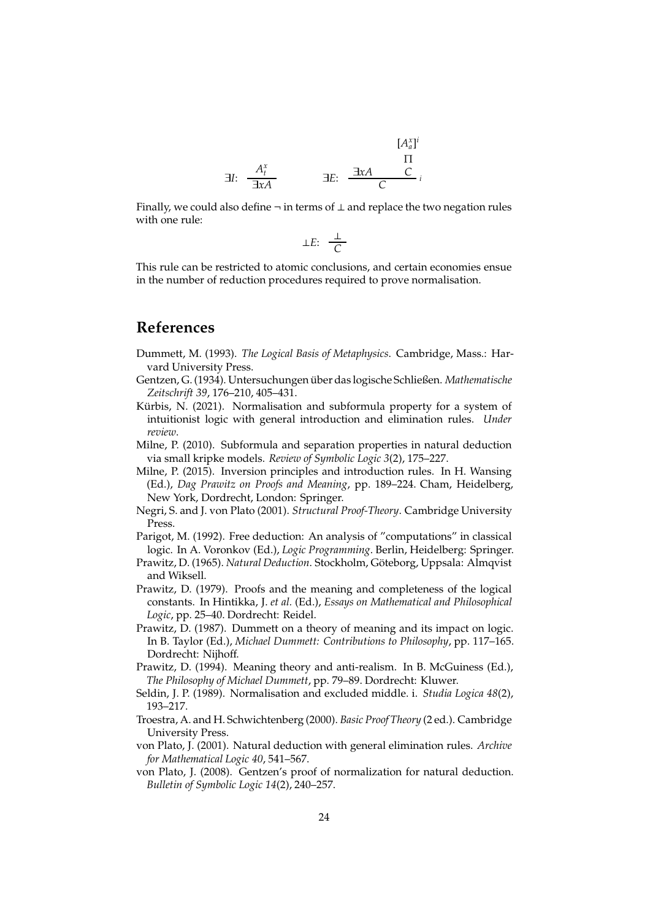$$\exists I: \ \frac{A^x_t}{\exists x A} \qquad \exists E: \ \frac{\exists x A \quad \begin{matrix}[A^x_a]^i \\ \Pi \\ C\end{matrix}}{C}\, i$$

Finally, we could also define $\neg$ in terms of $\bot$ and replace the two negation rules with one rule:

$$\bot E: \ \frac{\bot}{C}$$

This rule can be restricted to atomic conclusions, and certain economies ensue in the number of reduction procedures required to prove normalisation.

## References

Dummett, M. (1993). *The Logical Basis of Metaphysics*. Cambridge, Mass.: Harvard University Press.

Gentzen, G. (1934). Untersuchungen über das logische Schließen. *Mathematische Zeitschrift 39*, 176–210, 405–431.

Kürbis, N. (2021). Normalisation and subformula property for a system of intuitionist logic with general introduction and elimination rules. *Under review*.

Milne, P. (2010). Subformula and separation properties in natural deduction via small kripke models. *Review of Symbolic Logic 3*(2), 175–227.

Milne, P. (2015). Inversion principles and introduction rules. In H. Wansing (Ed.), *Dag Prawitz on Proofs and Meaning*, pp. 189–224. Cham, Heidelberg, New York, Dordrecht, London: Springer.

Negri, S. and J. von Plato (2001). *Structural Proof-Theory*. Cambridge University Press.

Parigot, M. (1992). Free deduction: An analysis of "computations" in classical logic. In A. Voronkov (Ed.), *Logic Programming*. Berlin, Heidelberg: Springer.

Prawitz, D. (1965). *Natural Deduction*. Stockholm, Göteborg, Uppsala: Almqvist and Wiksell.

Prawitz, D. (1979). Proofs and the meaning and completeness of the logical constants. In Hintikka, J. *et al.* (Ed.), *Essays on Mathematical and Philosophical Logic*, pp. 25–40. Dordrecht: Reidel.

Prawitz, D. (1987). Dummett on a theory of meaning and its impact on logic. In B. Taylor (Ed.), *Michael Dummett: Contributions to Philosophy*, pp. 117–165. Dordrecht: Nijhoff.

Prawitz, D. (1994). Meaning theory and anti-realism. In B. McGuiness (Ed.), *The Philosophy of Michael Dummett*, pp. 79–89. Dordrecht: Kluwer.

Seldin, J. P. (1989). Normalisation and excluded middle. i. *Studia Logica 48*(2), 193–217.

Troestra, A. and H. Schwichtenberg (2000). *Basic Proof Theory* (2 ed.). Cambridge University Press.

von Plato, J. (2001). Natural deduction with general elimination rules. *Archive for Mathematical Logic 40*, 541–567.

von Plato, J. (2008). Gentzen's proof of normalization for natural deduction. *Bulletin of Symbolic Logic 14*(2), 240–257.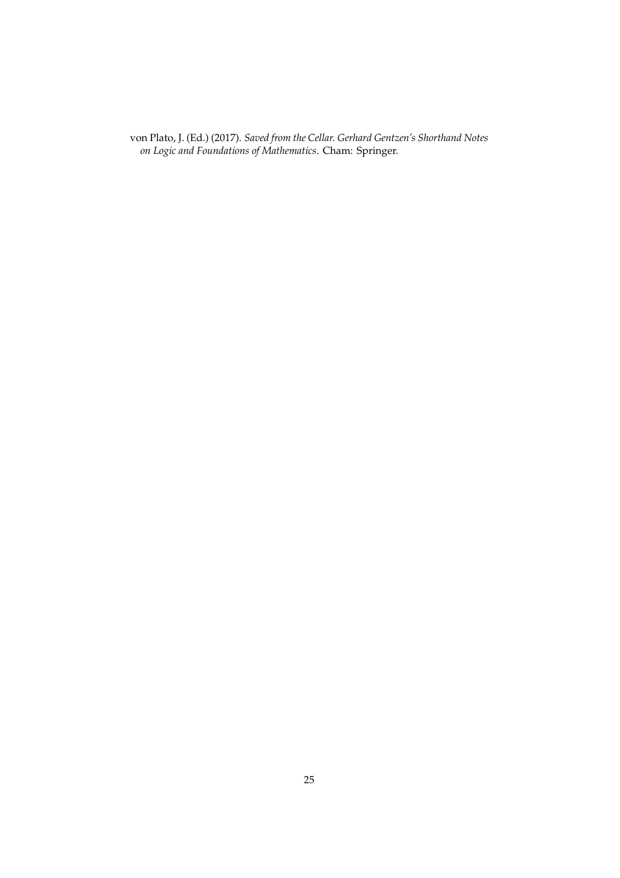von Plato, J. (Ed.) (2017). *Saved from the Cellar. Gerhard Gentzen's Shorthand Notes on Logic and Foundations of Mathematics*. Cham: Springer.